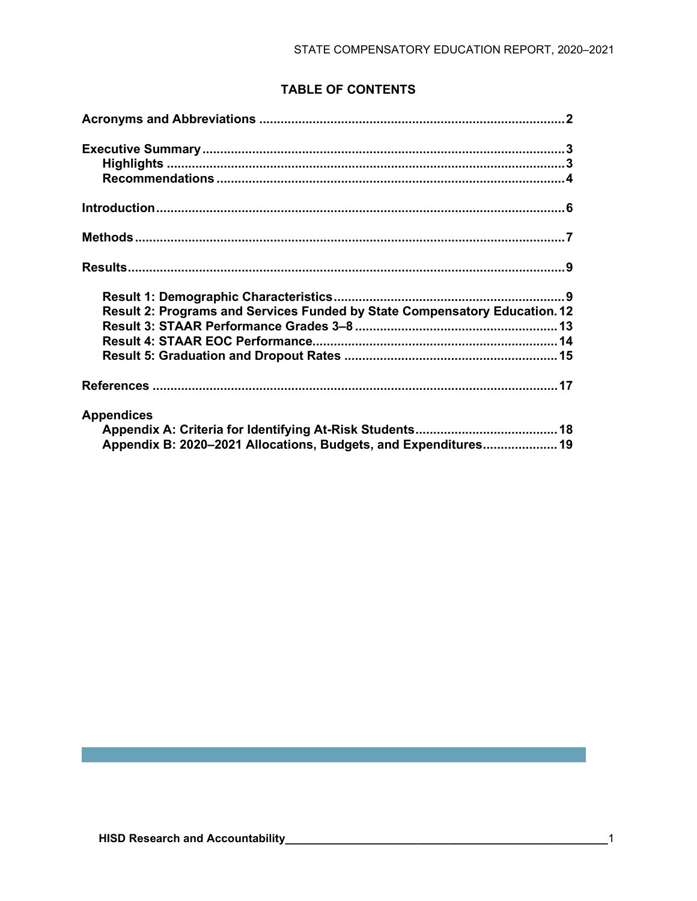## TABLE OF CONTENTS

**Acronyms and Abbreviations** ..... 2

**Executive Summary** ..... 3
- **Highlights** ..... 3
- **Recommendations** ..... 4

**Introduction** ..... 6

**Methods** ..... 7

**Results** ..... 9
- **Result 1: Demographic Characteristics** ..... 9
- **Result 2: Programs and Services Funded by State Compensatory Education** ..... 12
- **Result 3: STAAR Performance Grades 3–8** ..... 13
- **Result 4: STAAR EOC Performance** ..... 14
- **Result 5: Graduation and Dropout Rates** ..... 15

**References** ..... 17

**Appendices**
- **Appendix A: Criteria for Identifying At-Risk Students** ..... 18
- **Appendix B: 2020–2021 Allocations, Budgets, and Expenditures** ..... 19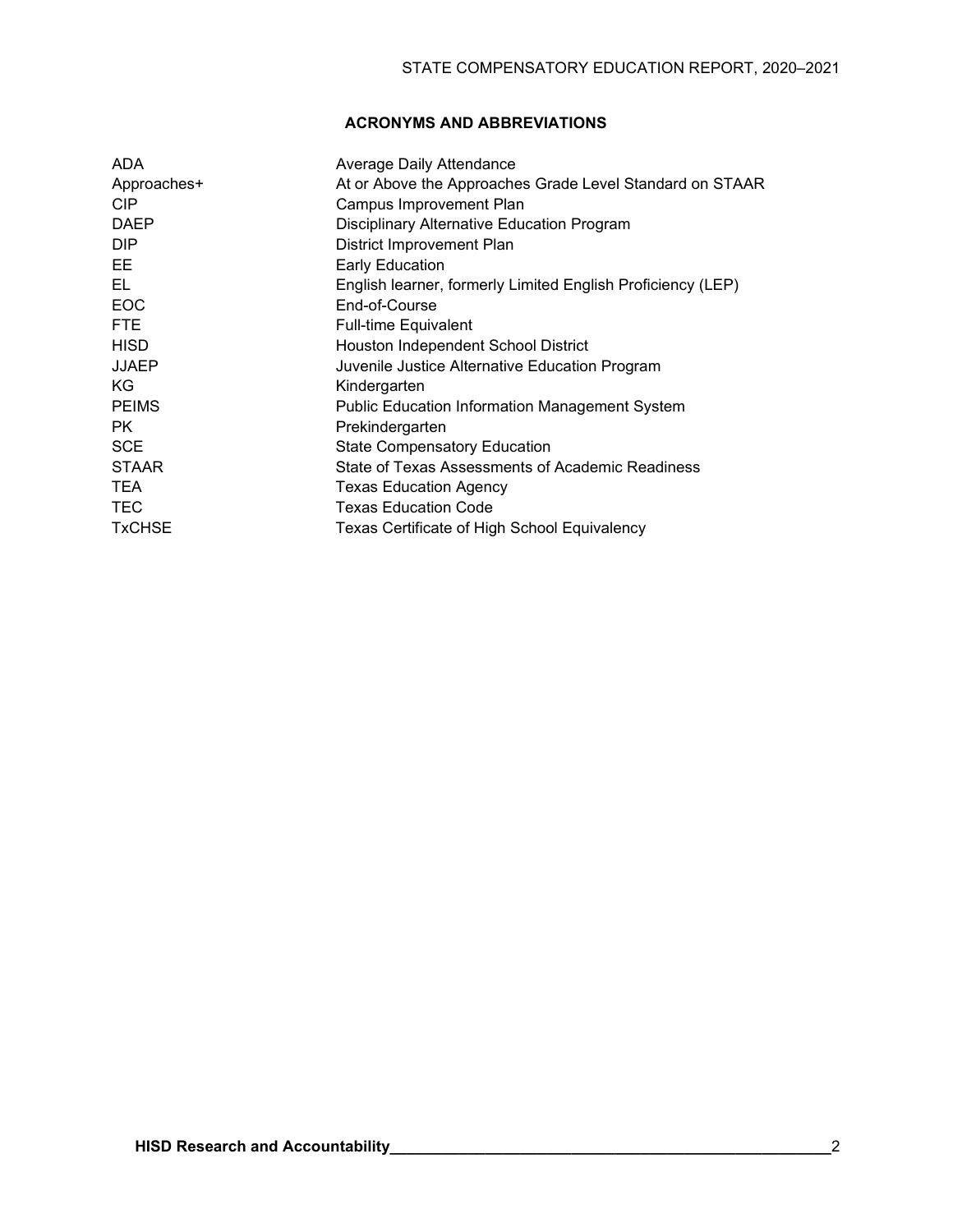## ACRONYMS AND ABBREVIATIONS

| | |
|---|---|
| ADA | Average Daily Attendance |
| Approaches+ | At or Above the Approaches Grade Level Standard on STAAR |
| CIP | Campus Improvement Plan |
| DAEP | Disciplinary Alternative Education Program |
| DIP | District Improvement Plan |
| EE | Early Education |
| EL | English learner, formerly Limited English Proficiency (LEP) |
| EOC | End-of-Course |
| FTE | Full-time Equivalent |
| HISD | Houston Independent School District |
| JJAEP | Juvenile Justice Alternative Education Program |
| KG | Kindergarten |
| PEIMS | Public Education Information Management System |
| PK | Prekindergarten |
| SCE | State Compensatory Education |
| STAAR | State of Texas Assessments of Academic Readiness |
| TEA | Texas Education Agency |
| TEC | Texas Education Code |
| TxCHSE | Texas Certificate of High School Equivalency |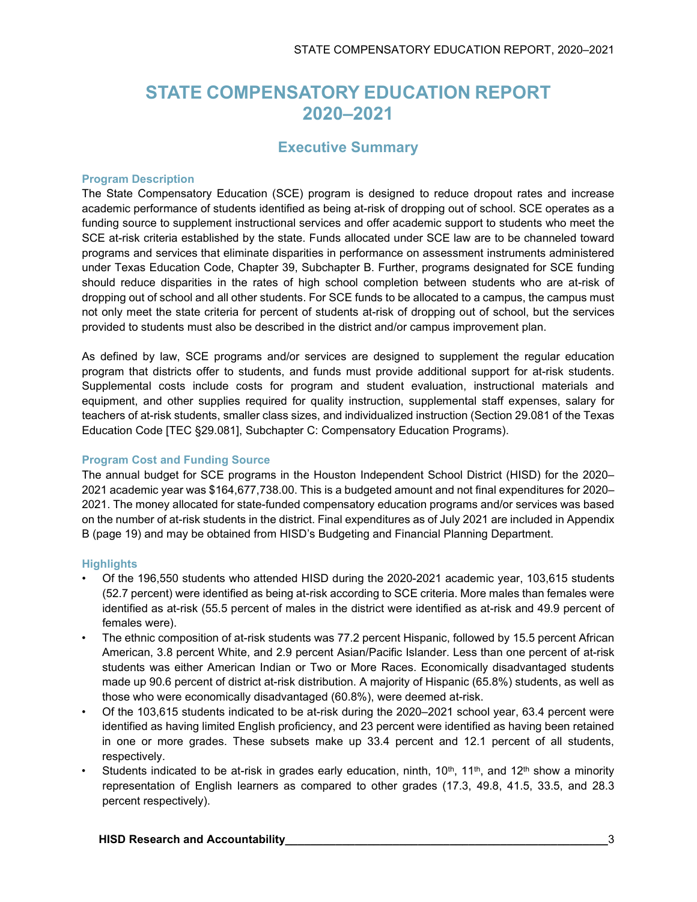# STATE COMPENSATORY EDUCATION REPORT 2020–2021

## Executive Summary

### Program Description

The State Compensatory Education (SCE) program is designed to reduce dropout rates and increase academic performance of students identified as being at-risk of dropping out of school. SCE operates as a funding source to supplement instructional services and offer academic support to students who meet the SCE at-risk criteria established by the state. Funds allocated under SCE law are to be channeled toward programs and services that eliminate disparities in performance on assessment instruments administered under Texas Education Code, Chapter 39, Subchapter B. Further, programs designated for SCE funding should reduce disparities in the rates of high school completion between students who are at-risk of dropping out of school and all other students. For SCE funds to be allocated to a campus, the campus must not only meet the state criteria for percent of students at-risk of dropping out of school, but the services provided to students must also be described in the district and/or campus improvement plan.

As defined by law, SCE programs and/or services are designed to supplement the regular education program that districts offer to students, and funds must provide additional support for at-risk students. Supplemental costs include costs for program and student evaluation, instructional materials and equipment, and other supplies required for quality instruction, supplemental staff expenses, salary for teachers of at-risk students, smaller class sizes, and individualized instruction (Section 29.081 of the Texas Education Code [TEC §29.081], Subchapter C: Compensatory Education Programs).

### Program Cost and Funding Source

The annual budget for SCE programs in the Houston Independent School District (HISD) for the 2020–2021 academic year was $164,677,738.00. This is a budgeted amount and not final expenditures for 2020–2021. The money allocated for state-funded compensatory education programs and/or services was based on the number of at-risk students in the district. Final expenditures as of July 2021 are included in Appendix B (page 19) and may be obtained from HISD's Budgeting and Financial Planning Department.

### Highlights

- Of the 196,550 students who attended HISD during the 2020-2021 academic year, 103,615 students (52.7 percent) were identified as being at-risk according to SCE criteria. More males than females were identified as at-risk (55.5 percent of males in the district were identified as at-risk and 49.9 percent of females were).
- The ethnic composition of at-risk students was 77.2 percent Hispanic, followed by 15.5 percent African American, 3.8 percent White, and 2.9 percent Asian/Pacific Islander. Less than one percent of at-risk students was either American Indian or Two or More Races. Economically disadvantaged students made up 90.6 percent of district at-risk distribution. A majority of Hispanic (65.8%) students, as well as those who were economically disadvantaged (60.8%), were deemed at-risk.
- Of the 103,615 students indicated to be at-risk during the 2020–2021 school year, 63.4 percent were identified as having limited English proficiency, and 23 percent were identified as having been retained in one or more grades. These subsets make up 33.4 percent and 12.1 percent of all students, respectively.
- Students indicated to be at-risk in grades early education, ninth, 10th, 11th, and 12th show a minority representation of English learners as compared to other grades (17.3, 49.8, 41.5, 33.5, and 28.3 percent respectively).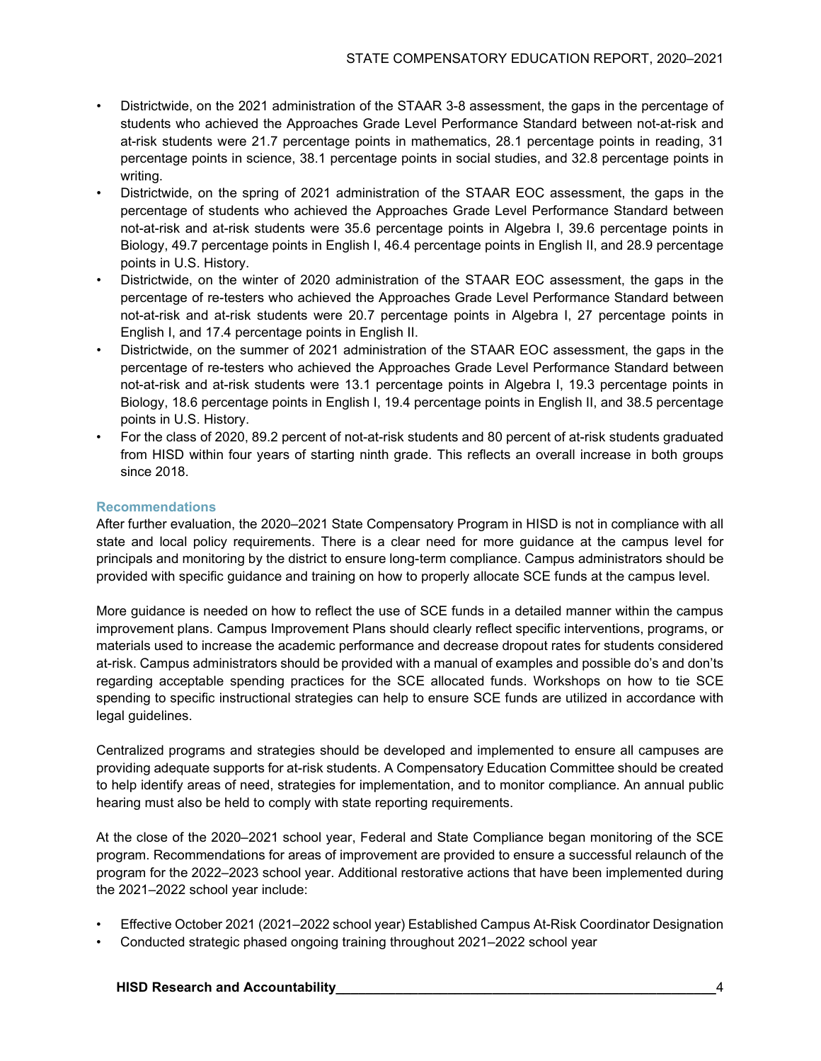- Districtwide, on the 2021 administration of the STAAR 3-8 assessment, the gaps in the percentage of students who achieved the Approaches Grade Level Performance Standard between not-at-risk and at-risk students were 21.7 percentage points in mathematics, 28.1 percentage points in reading, 31 percentage points in science, 38.1 percentage points in social studies, and 32.8 percentage points in writing.
- Districtwide, on the spring of 2021 administration of the STAAR EOC assessment, the gaps in the percentage of students who achieved the Approaches Grade Level Performance Standard between not-at-risk and at-risk students were 35.6 percentage points in Algebra I, 39.6 percentage points in Biology, 49.7 percentage points in English I, 46.4 percentage points in English II, and 28.9 percentage points in U.S. History.
- Districtwide, on the winter of 2020 administration of the STAAR EOC assessment, the gaps in the percentage of re-testers who achieved the Approaches Grade Level Performance Standard between not-at-risk and at-risk students were 20.7 percentage points in Algebra I, 27 percentage points in English I, and 17.4 percentage points in English II.
- Districtwide, on the summer of 2021 administration of the STAAR EOC assessment, the gaps in the percentage of re-testers who achieved the Approaches Grade Level Performance Standard between not-at-risk and at-risk students were 13.1 percentage points in Algebra I, 19.3 percentage points in Biology, 18.6 percentage points in English I, 19.4 percentage points in English II, and 38.5 percentage points in U.S. History.
- For the class of 2020, 89.2 percent of not-at-risk students and 80 percent of at-risk students graduated from HISD within four years of starting ninth grade. This reflects an overall increase in both groups since 2018.

### Recommendations

After further evaluation, the 2020–2021 State Compensatory Program in HISD is not in compliance with all state and local policy requirements. There is a clear need for more guidance at the campus level for principals and monitoring by the district to ensure long-term compliance. Campus administrators should be provided with specific guidance and training on how to properly allocate SCE funds at the campus level.

More guidance is needed on how to reflect the use of SCE funds in a detailed manner within the campus improvement plans. Campus Improvement Plans should clearly reflect specific interventions, programs, or materials used to increase the academic performance and decrease dropout rates for students considered at-risk. Campus administrators should be provided with a manual of examples and possible do's and don'ts regarding acceptable spending practices for the SCE allocated funds. Workshops on how to tie SCE spending to specific instructional strategies can help to ensure SCE funds are utilized in accordance with legal guidelines.

Centralized programs and strategies should be developed and implemented to ensure all campuses are providing adequate supports for at-risk students. A Compensatory Education Committee should be created to help identify areas of need, strategies for implementation, and to monitor compliance. An annual public hearing must also be held to comply with state reporting requirements.

At the close of the 2020–2021 school year, Federal and State Compliance began monitoring of the SCE program. Recommendations for areas of improvement are provided to ensure a successful relaunch of the program for the 2022–2023 school year. Additional restorative actions that have been implemented during the 2021–2022 school year include:

- Effective October 2021 (2021–2022 school year) Established Campus At-Risk Coordinator Designation
- Conducted strategic phased ongoing training throughout 2021–2022 school year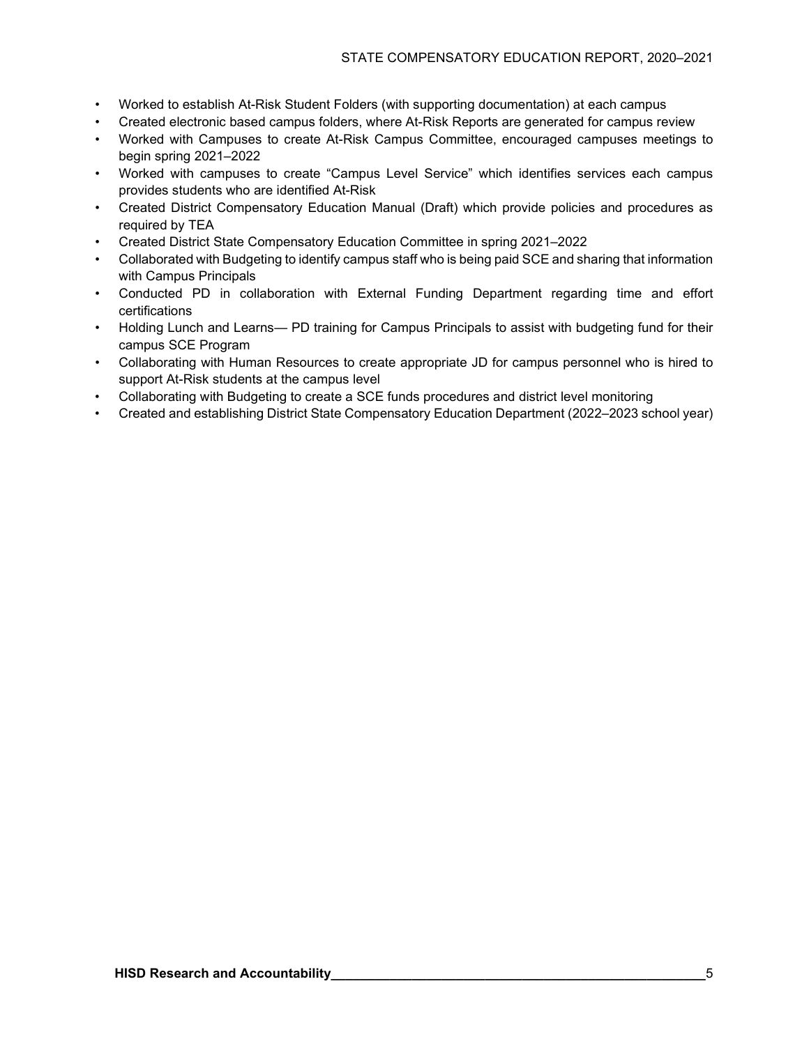- Worked to establish At-Risk Student Folders (with supporting documentation) at each campus
- Created electronic based campus folders, where At-Risk Reports are generated for campus review
- Worked with Campuses to create At-Risk Campus Committee, encouraged campuses meetings to begin spring 2021–2022
- Worked with campuses to create "Campus Level Service" which identifies services each campus provides students who are identified At-Risk
- Created District Compensatory Education Manual (Draft) which provide policies and procedures as required by TEA
- Created District State Compensatory Education Committee in spring 2021–2022
- Collaborated with Budgeting to identify campus staff who is being paid SCE and sharing that information with Campus Principals
- Conducted PD in collaboration with External Funding Department regarding time and effort certifications
- Holding Lunch and Learns— PD training for Campus Principals to assist with budgeting fund for their campus SCE Program
- Collaborating with Human Resources to create appropriate JD for campus personnel who is hired to support At-Risk students at the campus level
- Collaborating with Budgeting to create a SCE funds procedures and district level monitoring
- Created and establishing District State Compensatory Education Department (2022–2023 school year)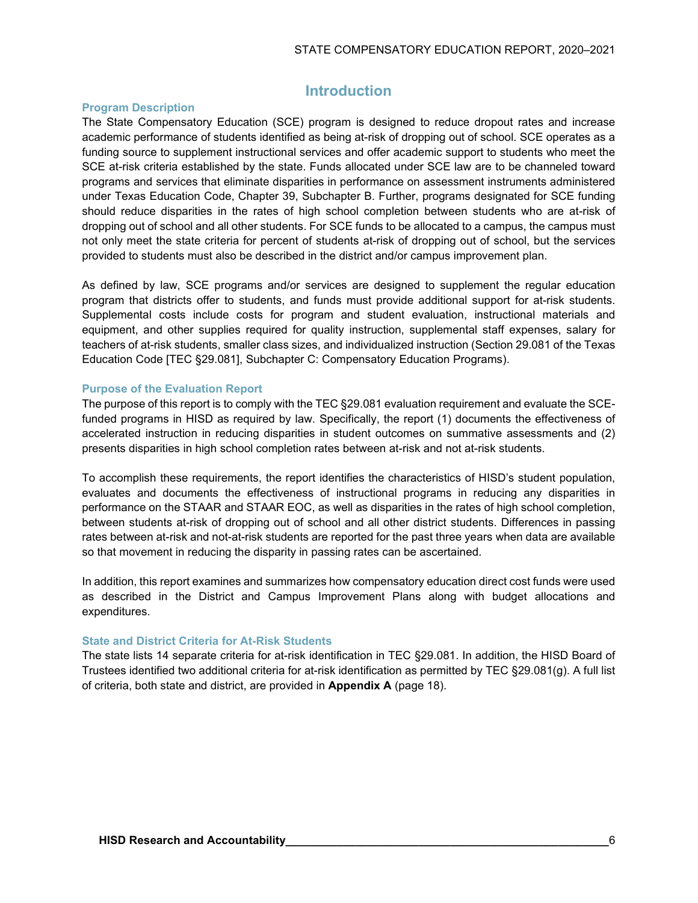# Introduction

## Program Description

The State Compensatory Education (SCE) program is designed to reduce dropout rates and increase academic performance of students identified as being at-risk of dropping out of school. SCE operates as a funding source to supplement instructional services and offer academic support to students who meet the SCE at-risk criteria established by the state. Funds allocated under SCE law are to be channeled toward programs and services that eliminate disparities in performance on assessment instruments administered under Texas Education Code, Chapter 39, Subchapter B. Further, programs designated for SCE funding should reduce disparities in the rates of high school completion between students who are at-risk of dropping out of school and all other students. For SCE funds to be allocated to a campus, the campus must not only meet the state criteria for percent of students at-risk of dropping out of school, but the services provided to students must also be described in the district and/or campus improvement plan.

As defined by law, SCE programs and/or services are designed to supplement the regular education program that districts offer to students, and funds must provide additional support for at-risk students. Supplemental costs include costs for program and student evaluation, instructional materials and equipment, and other supplies required for quality instruction, supplemental staff expenses, salary for teachers of at-risk students, smaller class sizes, and individualized instruction (Section 29.081 of the Texas Education Code [TEC §29.081], Subchapter C: Compensatory Education Programs).

## Purpose of the Evaluation Report

The purpose of this report is to comply with the TEC §29.081 evaluation requirement and evaluate the SCE-funded programs in HISD as required by law. Specifically, the report (1) documents the effectiveness of accelerated instruction in reducing disparities in student outcomes on summative assessments and (2) presents disparities in high school completion rates between at-risk and not at-risk students.

To accomplish these requirements, the report identifies the characteristics of HISD's student population, evaluates and documents the effectiveness of instructional programs in reducing any disparities in performance on the STAAR and STAAR EOC, as well as disparities in the rates of high school completion, between students at-risk of dropping out of school and all other district students. Differences in passing rates between at-risk and not-at-risk students are reported for the past three years when data are available so that movement in reducing the disparity in passing rates can be ascertained.

In addition, this report examines and summarizes how compensatory education direct cost funds were used as described in the District and Campus Improvement Plans along with budget allocations and expenditures.

## State and District Criteria for At-Risk Students

The state lists 14 separate criteria for at-risk identification in TEC §29.081. In addition, the HISD Board of Trustees identified two additional criteria for at-risk identification as permitted by TEC §29.081(g). A full list of criteria, both state and district, are provided in **Appendix A** (page 18).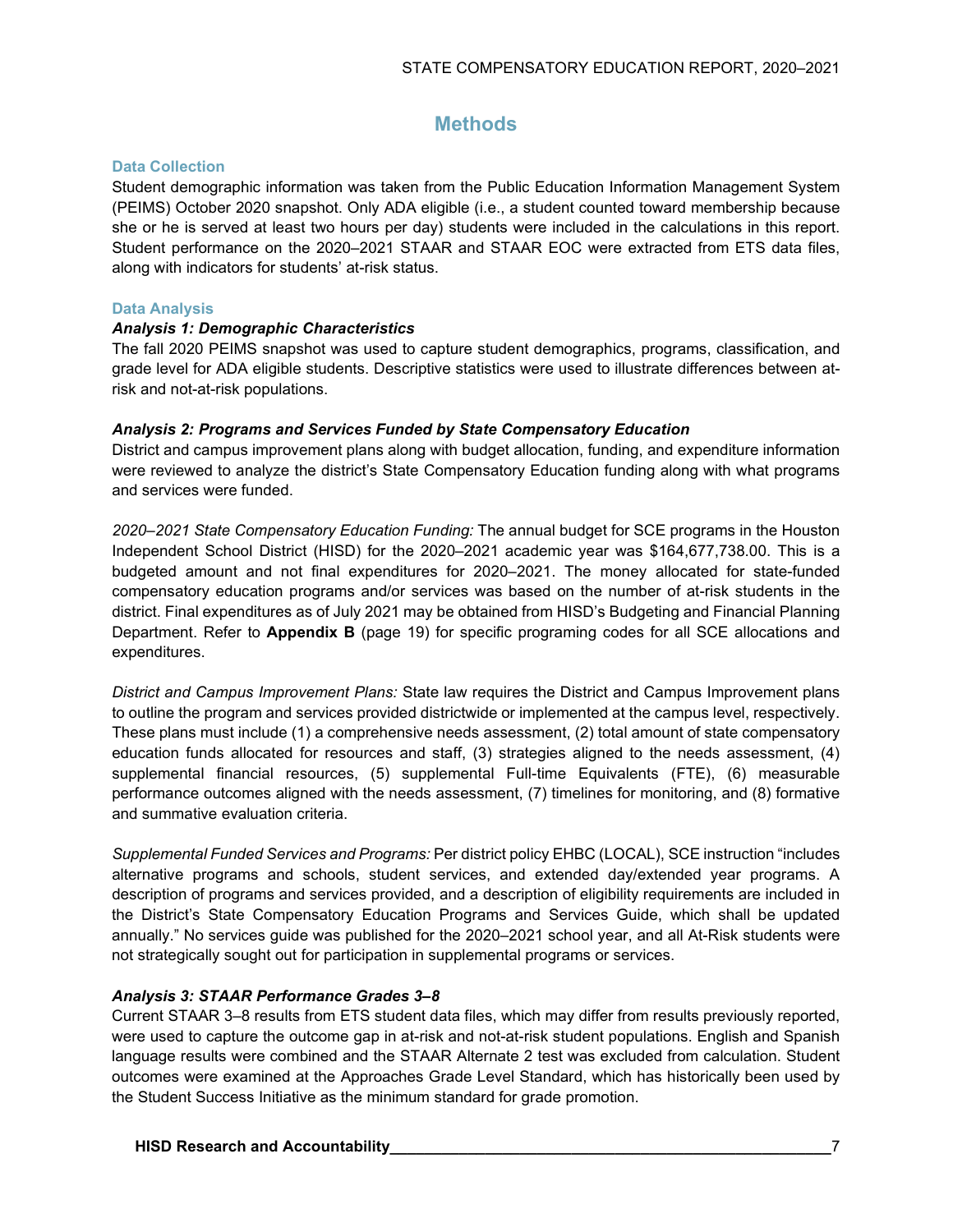# Methods

## Data Collection

Student demographic information was taken from the Public Education Information Management System (PEIMS) October 2020 snapshot. Only ADA eligible (i.e., a student counted toward membership because she or he is served at least two hours per day) students were included in the calculations in this report. Student performance on the 2020–2021 STAAR and STAAR EOC were extracted from ETS data files, along with indicators for students' at-risk status.

## Data Analysis

### *Analysis 1: Demographic Characteristics*

The fall 2020 PEIMS snapshot was used to capture student demographics, programs, classification, and grade level for ADA eligible students. Descriptive statistics were used to illustrate differences between at-risk and not-at-risk populations.

### *Analysis 2: Programs and Services Funded by State Compensatory Education*

District and campus improvement plans along with budget allocation, funding, and expenditure information were reviewed to analyze the district's State Compensatory Education funding along with what programs and services were funded.

*2020–2021 State Compensatory Education Funding:* The annual budget for SCE programs in the Houston Independent School District (HISD) for the 2020–2021 academic year was $164,677,738.00. This is a budgeted amount and not final expenditures for 2020–2021. The money allocated for state-funded compensatory education programs and/or services was based on the number of at-risk students in the district. Final expenditures as of July 2021 may be obtained from HISD's Budgeting and Financial Planning Department. Refer to **Appendix B** (page 19) for specific programing codes for all SCE allocations and expenditures.

*District and Campus Improvement Plans:* State law requires the District and Campus Improvement plans to outline the program and services provided districtwide or implemented at the campus level, respectively. These plans must include (1) a comprehensive needs assessment, (2) total amount of state compensatory education funds allocated for resources and staff, (3) strategies aligned to the needs assessment, (4) supplemental financial resources, (5) supplemental Full-time Equivalents (FTE), (6) measurable performance outcomes aligned with the needs assessment, (7) timelines for monitoring, and (8) formative and summative evaluation criteria.

*Supplemental Funded Services and Programs:* Per district policy EHBC (LOCAL), SCE instruction "includes alternative programs and schools, student services, and extended day/extended year programs. A description of programs and services provided, and a description of eligibility requirements are included in the District's State Compensatory Education Programs and Services Guide, which shall be updated annually." No services guide was published for the 2020–2021 school year, and all At-Risk students were not strategically sought out for participation in supplemental programs or services.

### *Analysis 3: STAAR Performance Grades 3–8*

Current STAAR 3–8 results from ETS student data files, which may differ from results previously reported, were used to capture the outcome gap in at-risk and not-at-risk student populations. English and Spanish language results were combined and the STAAR Alternate 2 test was excluded from calculation. Student outcomes were examined at the Approaches Grade Level Standard, which has historically been used by the Student Success Initiative as the minimum standard for grade promotion.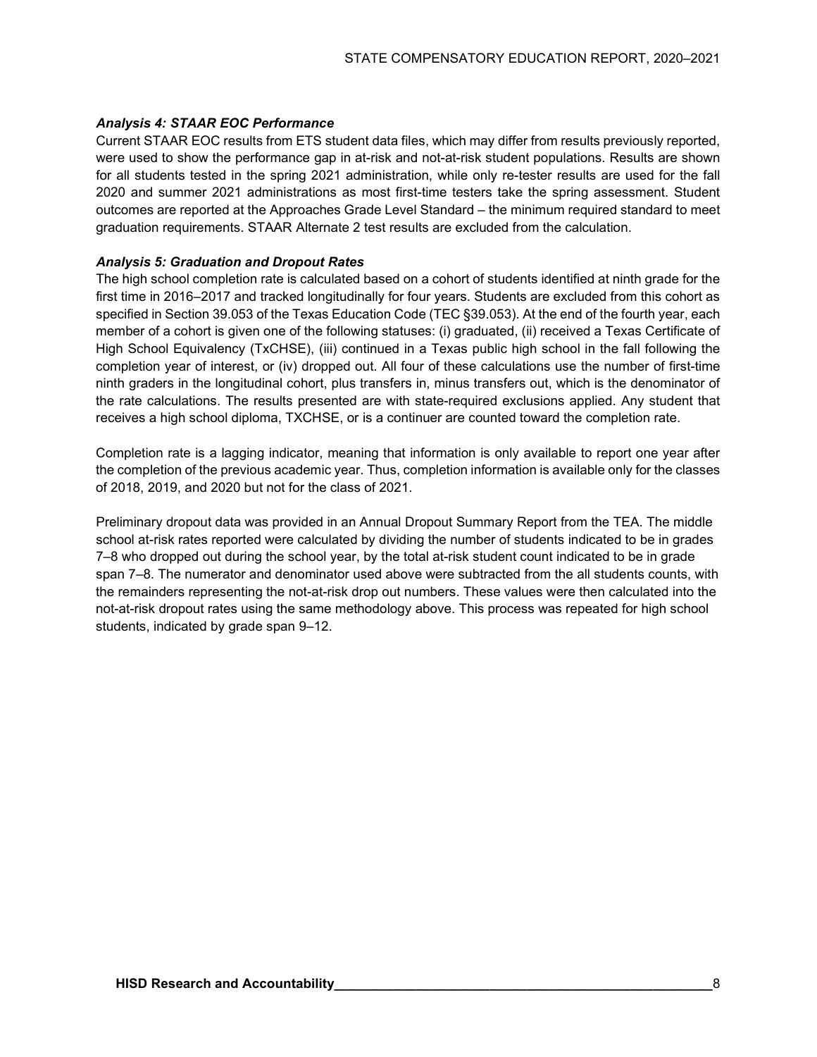### *Analysis 4: STAAR EOC Performance*

Current STAAR EOC results from ETS student data files, which may differ from results previously reported, were used to show the performance gap in at-risk and not-at-risk student populations. Results are shown for all students tested in the spring 2021 administration, while only re-tester results are used for the fall 2020 and summer 2021 administrations as most first-time testers take the spring assessment. Student outcomes are reported at the Approaches Grade Level Standard – the minimum required standard to meet graduation requirements. STAAR Alternate 2 test results are excluded from the calculation.

### *Analysis 5: Graduation and Dropout Rates*

The high school completion rate is calculated based on a cohort of students identified at ninth grade for the first time in 2016–2017 and tracked longitudinally for four years. Students are excluded from this cohort as specified in Section 39.053 of the Texas Education Code (TEC §39.053). At the end of the fourth year, each member of a cohort is given one of the following statuses: (i) graduated, (ii) received a Texas Certificate of High School Equivalency (TxCHSE), (iii) continued in a Texas public high school in the fall following the completion year of interest, or (iv) dropped out. All four of these calculations use the number of first-time ninth graders in the longitudinal cohort, plus transfers in, minus transfers out, which is the denominator of the rate calculations. The results presented are with state-required exclusions applied. Any student that receives a high school diploma, TXCHSE, or is a continuer are counted toward the completion rate.

Completion rate is a lagging indicator, meaning that information is only available to report one year after the completion of the previous academic year. Thus, completion information is available only for the classes of 2018, 2019, and 2020 but not for the class of 2021.

Preliminary dropout data was provided in an Annual Dropout Summary Report from the TEA. The middle school at-risk rates reported were calculated by dividing the number of students indicated to be in grades 7–8 who dropped out during the school year, by the total at-risk student count indicated to be in grade span 7–8. The numerator and denominator used above were subtracted from the all students counts, with the remainders representing the not-at-risk drop out numbers. These values were then calculated into the not-at-risk dropout rates using the same methodology above. This process was repeated for high school students, indicated by grade span 9–12.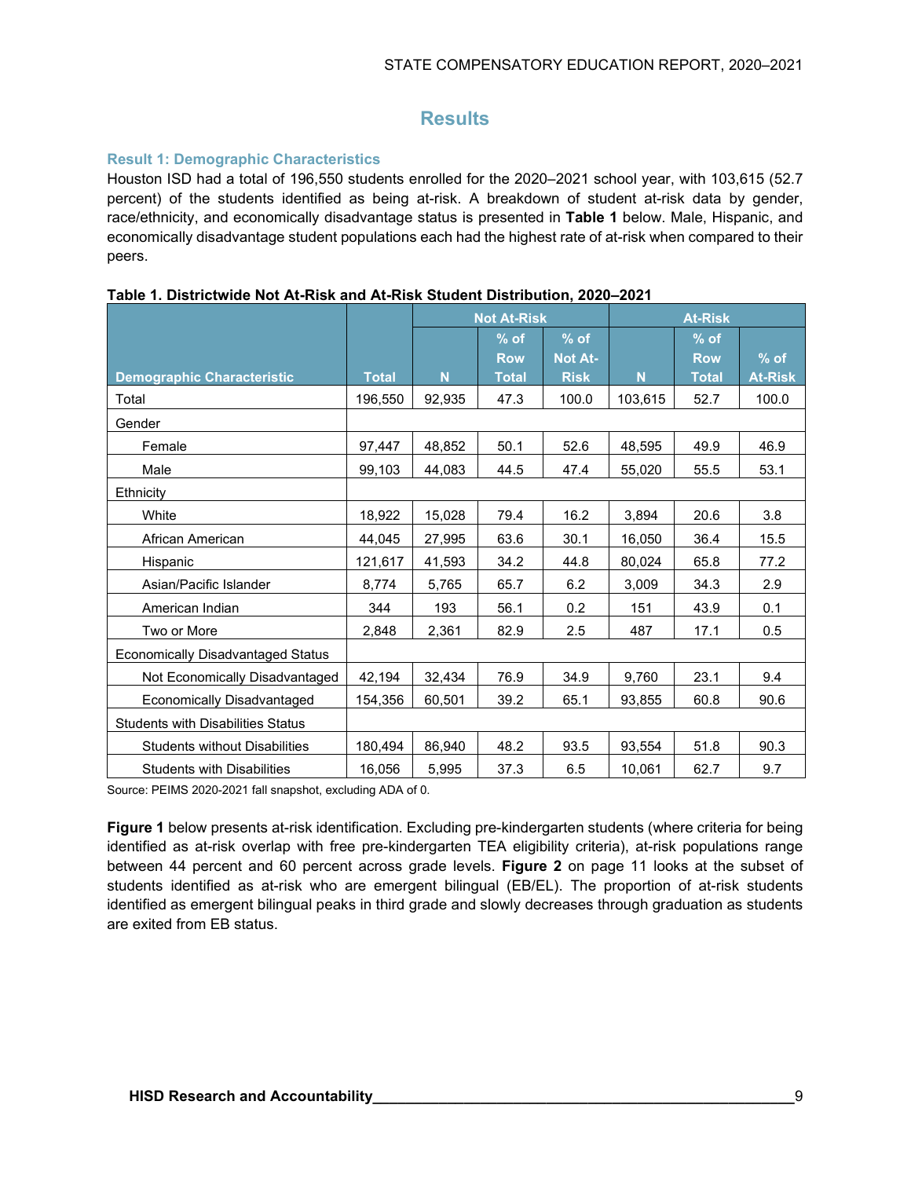# Results

### Result 1: Demographic Characteristics

Houston ISD had a total of 196,550 students enrolled for the 2020–2021 school year, with 103,615 (52.7 percent) of the students identified as being at-risk. A breakdown of student at-risk data by gender, race/ethnicity, and economically disadvantage status is presented in **Table 1** below. Male, Hispanic, and economically disadvantage student populations each had the highest rate of at-risk when compared to their peers.

**Table 1. Districtwide Not At-Risk and At-Risk Student Distribution, 2020–2021**

| | | Not At-Risk | | | At-Risk | | |
|---|---|---|---|---|---|---|---|
| Demographic Characteristic | Total | N | % of Row Total | % of Not At-Risk | N | % of Row Total | % of At-Risk |
| Total | 196,550 | 92,935 | 47.3 | 100.0 | 103,615 | 52.7 | 100.0 |
| Gender | | | | | | | |
| Female | 97,447 | 48,852 | 50.1 | 52.6 | 48,595 | 49.9 | 46.9 |
| Male | 99,103 | 44,083 | 44.5 | 47.4 | 55,020 | 55.5 | 53.1 |
| Ethnicity | | | | | | | |
| White | 18,922 | 15,028 | 79.4 | 16.2 | 3,894 | 20.6 | 3.8 |
| African American | 44,045 | 27,995 | 63.6 | 30.1 | 16,050 | 36.4 | 15.5 |
| Hispanic | 121,617 | 41,593 | 34.2 | 44.8 | 80,024 | 65.8 | 77.2 |
| Asian/Pacific Islander | 8,774 | 5,765 | 65.7 | 6.2 | 3,009 | 34.3 | 2.9 |
| American Indian | 344 | 193 | 56.1 | 0.2 | 151 | 43.9 | 0.1 |
| Two or More | 2,848 | 2,361 | 82.9 | 2.5 | 487 | 17.1 | 0.5 |
| Economically Disadvantaged Status | | | | | | | |
| Not Economically Disadvantaged | 42,194 | 32,434 | 76.9 | 34.9 | 9,760 | 23.1 | 9.4 |
| Economically Disadvantaged | 154,356 | 60,501 | 39.2 | 65.1 | 93,855 | 60.8 | 90.6 |
| Students with Disabilities Status | | | | | | | |
| Students without Disabilities | 180,494 | 86,940 | 48.2 | 93.5 | 93,554 | 51.8 | 90.3 |
| Students with Disabilities | 16,056 | 5,995 | 37.3 | 6.5 | 10,061 | 62.7 | 9.7 |

Source: PEIMS 2020-2021 fall snapshot, excluding ADA of 0.

**Figure 1** below presents at-risk identification. Excluding pre-kindergarten students (where criteria for being identified as at-risk overlap with free pre-kindergarten TEA eligibility criteria), at-risk populations range between 44 percent and 60 percent across grade levels. **Figure 2** on page 11 looks at the subset of students identified as at-risk who are emergent bilingual (EB/EL). The proportion of at-risk students identified as emergent bilingual peaks in third grade and slowly decreases through graduation as students are exited from EB status.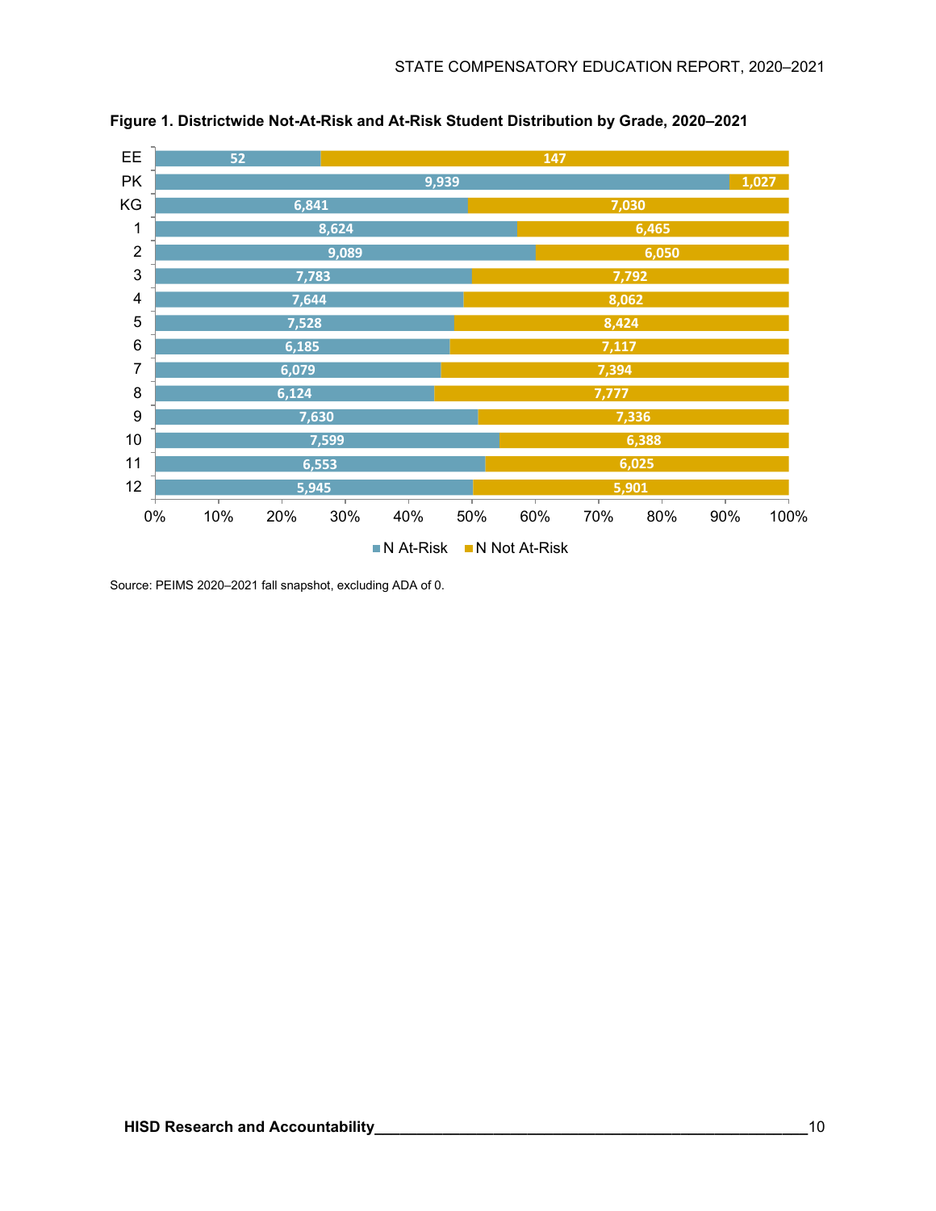**Figure 1. Districtwide Not-At-Risk and At-Risk Student Distribution by Grade, 2020–2021**

| Grade | N At-Risk | N Not At-Risk |
|---|---|---|
| EE | 52 | 147 |
| PK | 9,939 | 1,027 |
| KG | 6,841 | 7,030 |
| 1 | 8,624 | 6,465 |
| 2 | 9,089 | 6,050 |
| 3 | 7,783 | 7,792 |
| 4 | 7,644 | 8,062 |
| 5 | 7,528 | 8,424 |
| 6 | 6,185 | 7,117 |
| 7 | 6,079 | 7,394 |
| 8 | 6,124 | 7,777 |
| 9 | 7,630 | 7,336 |
| 10 | 7,599 | 6,388 |
| 11 | 6,553 | 6,025 |
| 12 | 5,945 | 5,901 |

Source: PEIMS 2020–2021 fall snapshot, excluding ADA of 0.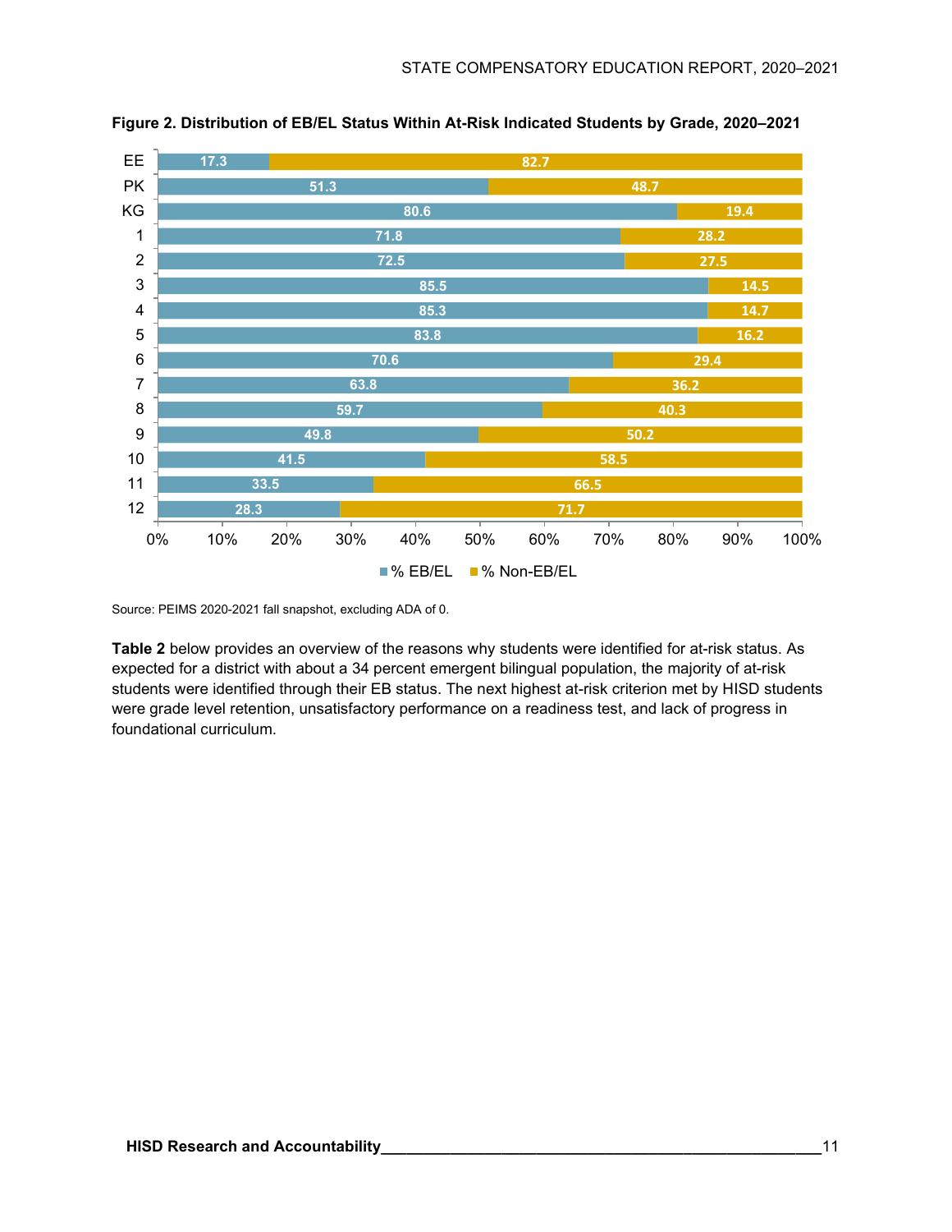**Figure 2. Distribution of EB/EL Status Within At-Risk Indicated Students by Grade, 2020–2021**

| Grade | % EB/EL | % Non-EB/EL |
|---|---|---|
| EE | 17.3 | 82.7 |
| PK | 51.3 | 48.7 |
| KG | 80.6 | 19.4 |
| 1 | 71.8 | 28.2 |
| 2 | 72.5 | 27.5 |
| 3 | 85.5 | 14.5 |
| 4 | 85.3 | 14.7 |
| 5 | 83.8 | 16.2 |
| 6 | 70.6 | 29.4 |
| 7 | 63.8 | 36.2 |
| 8 | 59.7 | 40.3 |
| 9 | 49.8 | 50.2 |
| 10 | 41.5 | 58.5 |
| 11 | 33.5 | 66.5 |
| 12 | 28.3 | 71.7 |

Source: PEIMS 2020-2021 fall snapshot, excluding ADA of 0.

**Table 2** below provides an overview of the reasons why students were identified for at-risk status. As expected for a district with about a 34 percent emergent bilingual population, the majority of at-risk students were identified through their EB status. The next highest at-risk criterion met by HISD students were grade level retention, unsatisfactory performance on a readiness test, and lack of progress in foundational curriculum.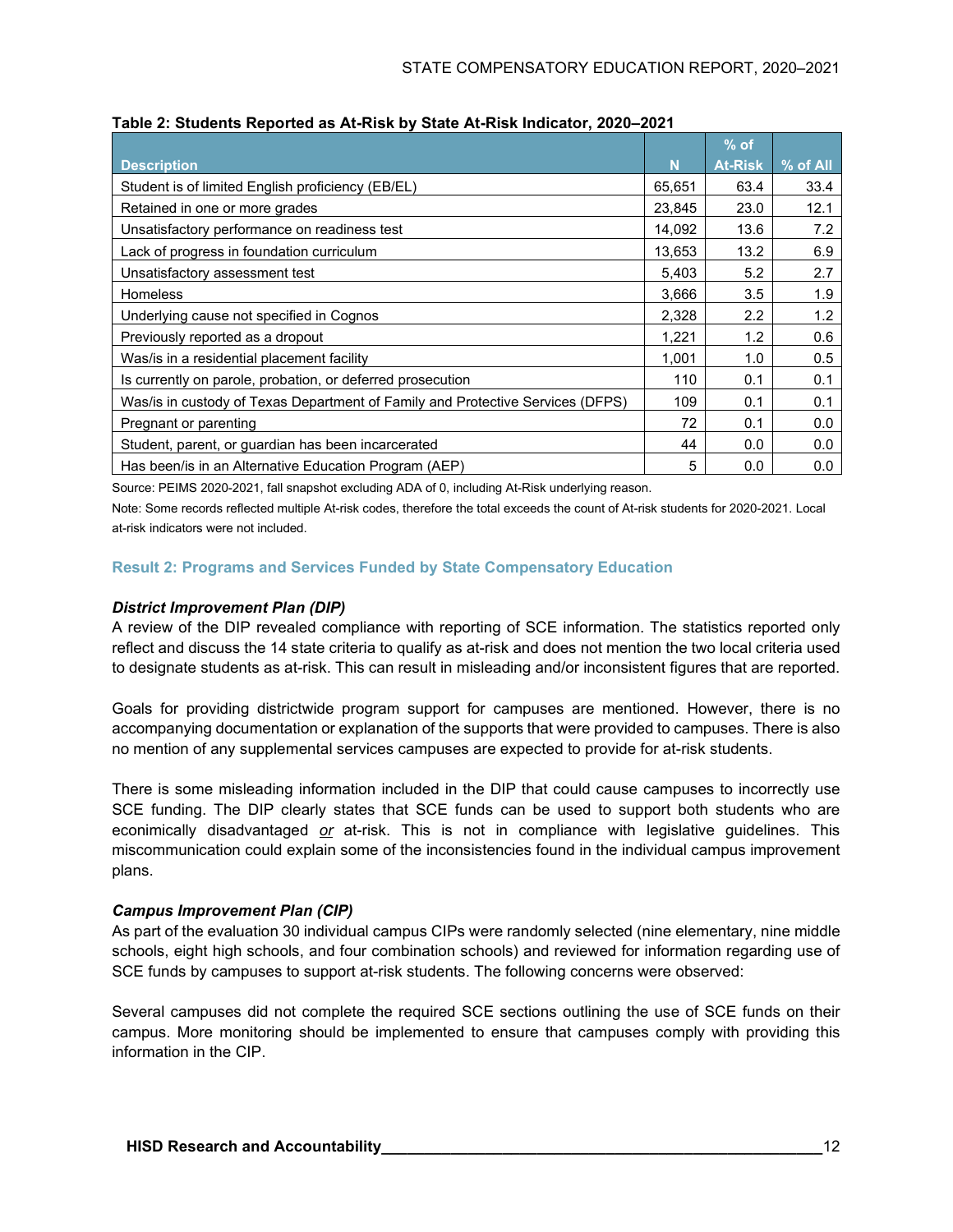**Table 2: Students Reported as At-Risk by State At-Risk Indicator, 2020–2021**

| Description | N | % of At-Risk | % of All |
|---|---|---|---|
| Student is of limited English proficiency (EB/EL) | 65,651 | 63.4 | 33.4 |
| Retained in one or more grades | 23,845 | 23.0 | 12.1 |
| Unsatisfactory performance on readiness test | 14,092 | 13.6 | 7.2 |
| Lack of progress in foundation curriculum | 13,653 | 13.2 | 6.9 |
| Unsatisfactory assessment test | 5,403 | 5.2 | 2.7 |
| Homeless | 3,666 | 3.5 | 1.9 |
| Underlying cause not specified in Cognos | 2,328 | 2.2 | 1.2 |
| Previously reported as a dropout | 1,221 | 1.2 | 0.6 |
| Was/is in a residential placement facility | 1,001 | 1.0 | 0.5 |
| Is currently on parole, probation, or deferred prosecution | 110 | 0.1 | 0.1 |
| Was/is in custody of Texas Department of Family and Protective Services (DFPS) | 109 | 0.1 | 0.1 |
| Pregnant or parenting | 72 | 0.1 | 0.0 |
| Student, parent, or guardian has been incarcerated | 44 | 0.0 | 0.0 |
| Has been/is in an Alternative Education Program (AEP) | 5 | 0.0 | 0.0 |

Source: PEIMS 2020-2021, fall snapshot excluding ADA of 0, including At-Risk underlying reason.

Note: Some records reflected multiple At-risk codes, therefore the total exceeds the count of At-risk students for 2020-2021. Local at-risk indicators were not included.

## Result 2: Programs and Services Funded by State Compensatory Education

### *District Improvement Plan (DIP)*

A review of the DIP revealed compliance with reporting of SCE information. The statistics reported only reflect and discuss the 14 state criteria to qualify as at-risk and does not mention the two local criteria used to designate students as at-risk. This can result in misleading and/or inconsistent figures that are reported.

Goals for providing districtwide program support for campuses are mentioned. However, there is no accompanying documentation or explanation of the supports that were provided to campuses. There is also no mention of any supplemental services campuses are expected to provide for at-risk students.

There is some misleading information included in the DIP that could cause campuses to incorrectly use SCE funding. The DIP clearly states that SCE funds can be used to support both students who are econimically disadvantaged *or* at-risk. This is not in compliance with legislative guidelines. This miscommunication could explain some of the inconsistencies found in the individual campus improvement plans.

### *Campus Improvement Plan (CIP)*

As part of the evaluation 30 individual campus CIPs were randomly selected (nine elementary, nine middle schools, eight high schools, and four combination schools) and reviewed for information regarding use of SCE funds by campuses to support at-risk students. The following concerns were observed:

Several campuses did not complete the required SCE sections outlining the use of SCE funds on their campus. More monitoring should be implemented to ensure that campuses comply with providing this information in the CIP.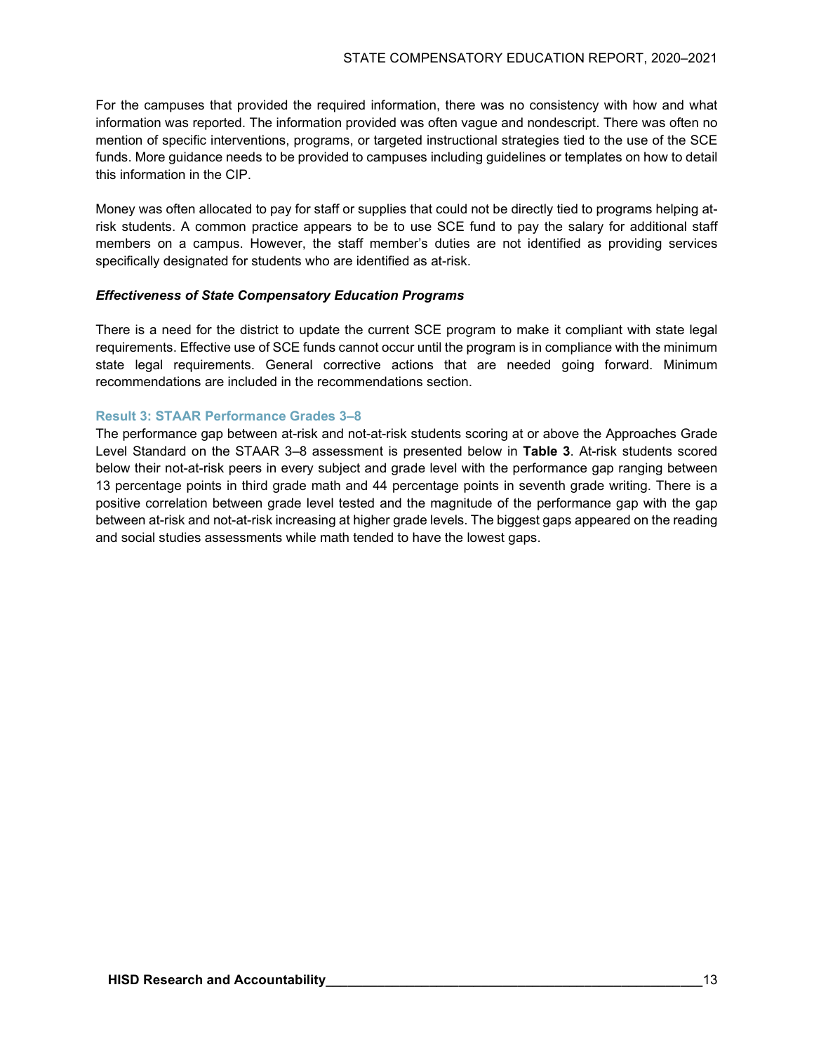For the campuses that provided the required information, there was no consistency with how and what information was reported. The information provided was often vague and nondescript. There was often no mention of specific interventions, programs, or targeted instructional strategies tied to the use of the SCE funds. More guidance needs to be provided to campuses including guidelines or templates on how to detail this information in the CIP.

Money was often allocated to pay for staff or supplies that could not be directly tied to programs helping at-risk students. A common practice appears to be to use SCE fund to pay the salary for additional staff members on a campus. However, the staff member's duties are not identified as providing services specifically designated for students who are identified as at-risk.

***Effectiveness of State Compensatory Education Programs***

There is a need for the district to update the current SCE program to make it compliant with state legal requirements. Effective use of SCE funds cannot occur until the program is in compliance with the minimum state legal requirements. General corrective actions that are needed going forward. Minimum recommendations are included in the recommendations section.

### Result 3: STAAR Performance Grades 3–8

The performance gap between at-risk and not-at-risk students scoring at or above the Approaches Grade Level Standard on the STAAR 3–8 assessment is presented below in **Table 3**. At-risk students scored below their not-at-risk peers in every subject and grade level with the performance gap ranging between 13 percentage points in third grade math and 44 percentage points in seventh grade writing. There is a positive correlation between grade level tested and the magnitude of the performance gap with the gap between at-risk and not-at-risk increasing at higher grade levels. The biggest gaps appeared on the reading and social studies assessments while math tended to have the lowest gaps.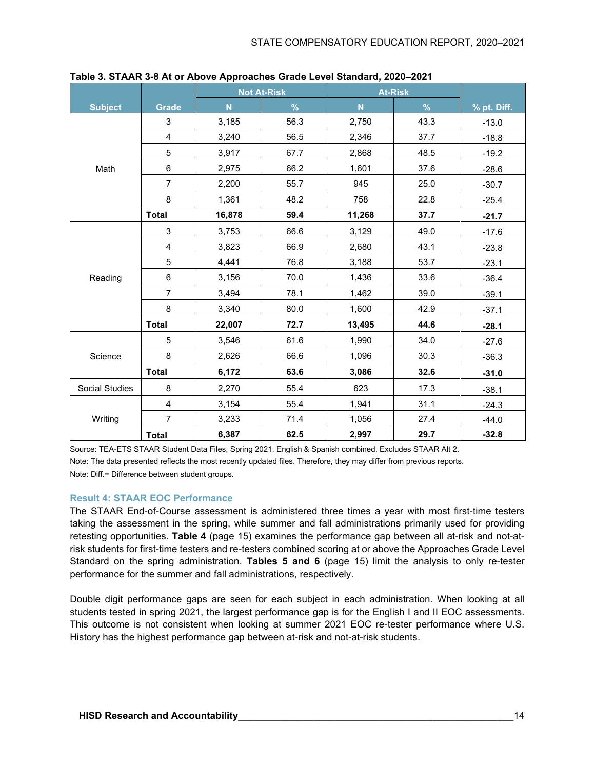**Table 3. STAAR 3-8 At or Above Approaches Grade Level Standard, 2020–2021**

| Subject | Grade | Not At-Risk | | At-Risk | | % pt. Diff. |
|---|---|---|---|---|---|---|
| | | N | % | N | % | |
| Math | 3 | 3,185 | 56.3 | 2,750 | 43.3 | -13.0 |
| | 4 | 3,240 | 56.5 | 2,346 | 37.7 | -18.8 |
| | 5 | 3,917 | 67.7 | 2,868 | 48.5 | -19.2 |
| | 6 | 2,975 | 66.2 | 1,601 | 37.6 | -28.6 |
| | 7 | 2,200 | 55.7 | 945 | 25.0 | -30.7 |
| | 8 | 1,361 | 48.2 | 758 | 22.8 | -25.4 |
| | **Total** | **16,878** | **59.4** | **11,268** | **37.7** | **-21.7** |
| Reading | 3 | 3,753 | 66.6 | 3,129 | 49.0 | -17.6 |
| | 4 | 3,823 | 66.9 | 2,680 | 43.1 | -23.8 |
| | 5 | 4,441 | 76.8 | 3,188 | 53.7 | -23.1 |
| | 6 | 3,156 | 70.0 | 1,436 | 33.6 | -36.4 |
| | 7 | 3,494 | 78.1 | 1,462 | 39.0 | -39.1 |
| | 8 | 3,340 | 80.0 | 1,600 | 42.9 | -37.1 |
| | **Total** | **22,007** | **72.7** | **13,495** | **44.6** | **-28.1** |
| Science | 5 | 3,546 | 61.6 | 1,990 | 34.0 | -27.6 |
| | 8 | 2,626 | 66.6 | 1,096 | 30.3 | -36.3 |
| | **Total** | **6,172** | **63.6** | **3,086** | **32.6** | **-31.0** |
| Social Studies | 8 | 2,270 | 55.4 | 623 | 17.3 | -38.1 |
| Writing | 4 | 3,154 | 55.4 | 1,941 | 31.1 | -24.3 |
| | 7 | 3,233 | 71.4 | 1,056 | 27.4 | -44.0 |
| | **Total** | **6,387** | **62.5** | **2,997** | **29.7** | **-32.8** |

Source: TEA-ETS STAAR Student Data Files, Spring 2021. English & Spanish combined. Excludes STAAR Alt 2.

Note: The data presented reflects the most recently updated files. Therefore, they may differ from previous reports.

Note: Diff.= Difference between student groups.

### Result 4: STAAR EOC Performance

The STAAR End-of-Course assessment is administered three times a year with most first-time testers taking the assessment in the spring, while summer and fall administrations primarily used for providing retesting opportunities. **Table 4** (page 15) examines the performance gap between all at-risk and not-at-risk students for first-time testers and re-testers combined scoring at or above the Approaches Grade Level Standard on the spring administration. **Tables 5 and 6** (page 15) limit the analysis to only re-tester performance for the summer and fall administrations, respectively.

Double digit performance gaps are seen for each subject in each administration. When looking at all students tested in spring 2021, the largest performance gap is for the English I and II EOC assessments. This outcome is not consistent when looking at summer 2021 EOC re-tester performance where U.S. History has the highest performance gap between at-risk and not-at-risk students.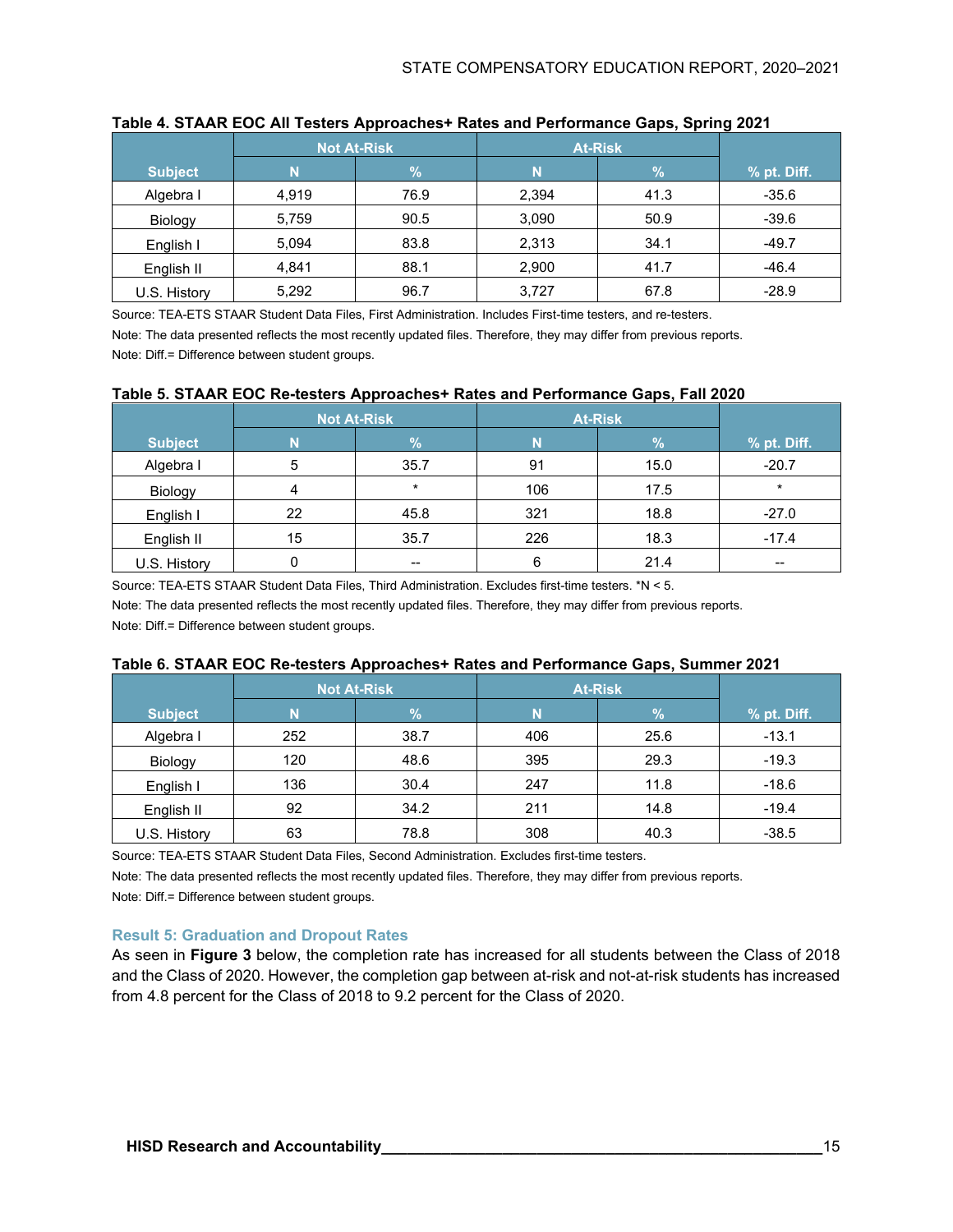**Table 4. STAAR EOC All Testers Approaches+ Rates and Performance Gaps, Spring 2021**

| Subject | Not At-Risk | | At-Risk | | |
|---|---|---|---|---|---|
| | N | % | N | % | % pt. Diff. |
| Algebra I | 4,919 | 76.9 | 2,394 | 41.3 | -35.6 |
| Biology | 5,759 | 90.5 | 3,090 | 50.9 | -39.6 |
| English I | 5,094 | 83.8 | 2,313 | 34.1 | -49.7 |
| English II | 4,841 | 88.1 | 2,900 | 41.7 | -46.4 |
| U.S. History | 5,292 | 96.7 | 3,727 | 67.8 | -28.9 |

Source: TEA-ETS STAAR Student Data Files, First Administration. Includes First-time testers, and re-testers.

Note: The data presented reflects the most recently updated files. Therefore, they may differ from previous reports.

Note: Diff.= Difference between student groups.

**Table 5. STAAR EOC Re-testers Approaches+ Rates and Performance Gaps, Fall 2020**

| Subject | Not At-Risk | | At-Risk | | |
|---|---|---|---|---|---|
| | N | % | N | % | % pt. Diff. |
| Algebra I | 5 | 35.7 | 91 | 15.0 | -20.7 |
| Biology | 4 | * | 106 | 17.5 | * |
| English I | 22 | 45.8 | 321 | 18.8 | -27.0 |
| English II | 15 | 35.7 | 226 | 18.3 | -17.4 |
| U.S. History | 0 | -- | 6 | 21.4 | -- |

Source: TEA-ETS STAAR Student Data Files, Third Administration. Excludes first-time testers. *N < 5.

Note: The data presented reflects the most recently updated files. Therefore, they may differ from previous reports.

Note: Diff.= Difference between student groups.

**Table 6. STAAR EOC Re-testers Approaches+ Rates and Performance Gaps, Summer 2021**

| Subject | Not At-Risk | | At-Risk | | |
|---|---|---|---|---|---|
| | N | % | N | % | % pt. Diff. |
| Algebra I | 252 | 38.7 | 406 | 25.6 | -13.1 |
| Biology | 120 | 48.6 | 395 | 29.3 | -19.3 |
| English I | 136 | 30.4 | 247 | 11.8 | -18.6 |
| English II | 92 | 34.2 | 211 | 14.8 | -19.4 |
| U.S. History | 63 | 78.8 | 308 | 40.3 | -38.5 |

Source: TEA-ETS STAAR Student Data Files, Second Administration. Excludes first-time testers.

Note: The data presented reflects the most recently updated files. Therefore, they may differ from previous reports.

Note: Diff.= Difference between student groups.

### Result 5: Graduation and Dropout Rates

As seen in **Figure 3** below, the completion rate has increased for all students between the Class of 2018 and the Class of 2020. However, the completion gap between at-risk and not-at-risk students has increased from 4.8 percent for the Class of 2018 to 9.2 percent for the Class of 2020.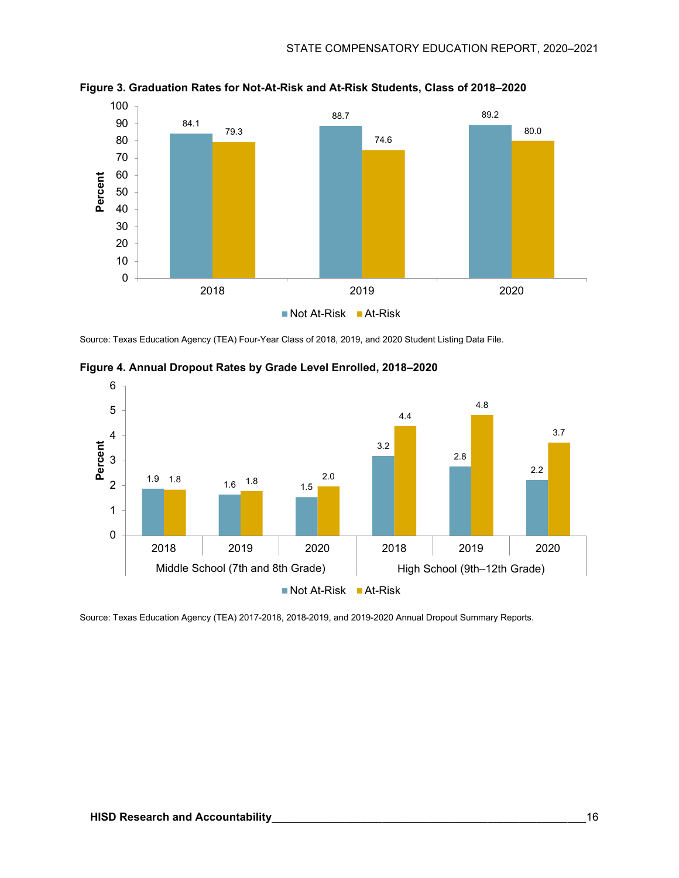**Figure 3. Graduation Rates for Not-At-Risk and At-Risk Students, Class of 2018–2020**

| Year | Not At-Risk | At-Risk |
|---|---|---|
| 2018 | 84.1 | 79.3 |
| 2019 | 88.7 | 74.6 |
| 2020 | 89.2 | 80.0 |

Source: Texas Education Agency (TEA) Four-Year Class of 2018, 2019, and 2020 Student Listing Data File.

**Figure 4. Annual Dropout Rates by Grade Level Enrolled, 2018–2020**

| Grade Level | Year | Not At-Risk | At-Risk |
|---|---|---|---|
| Middle School (7th and 8th Grade) | 2018 | 1.9 | 1.8 |
| | 2019 | 1.6 | 1.8 |
| | 2020 | 1.5 | 2.0 |
| High School (9th–12th Grade) | 2018 | 3.2 | 4.4 |
| | 2019 | 2.8 | 4.8 |
| | 2020 | 2.2 | 3.7 |

Source: Texas Education Agency (TEA) 2017-2018, 2018-2019, and 2019-2020 Annual Dropout Summary Reports.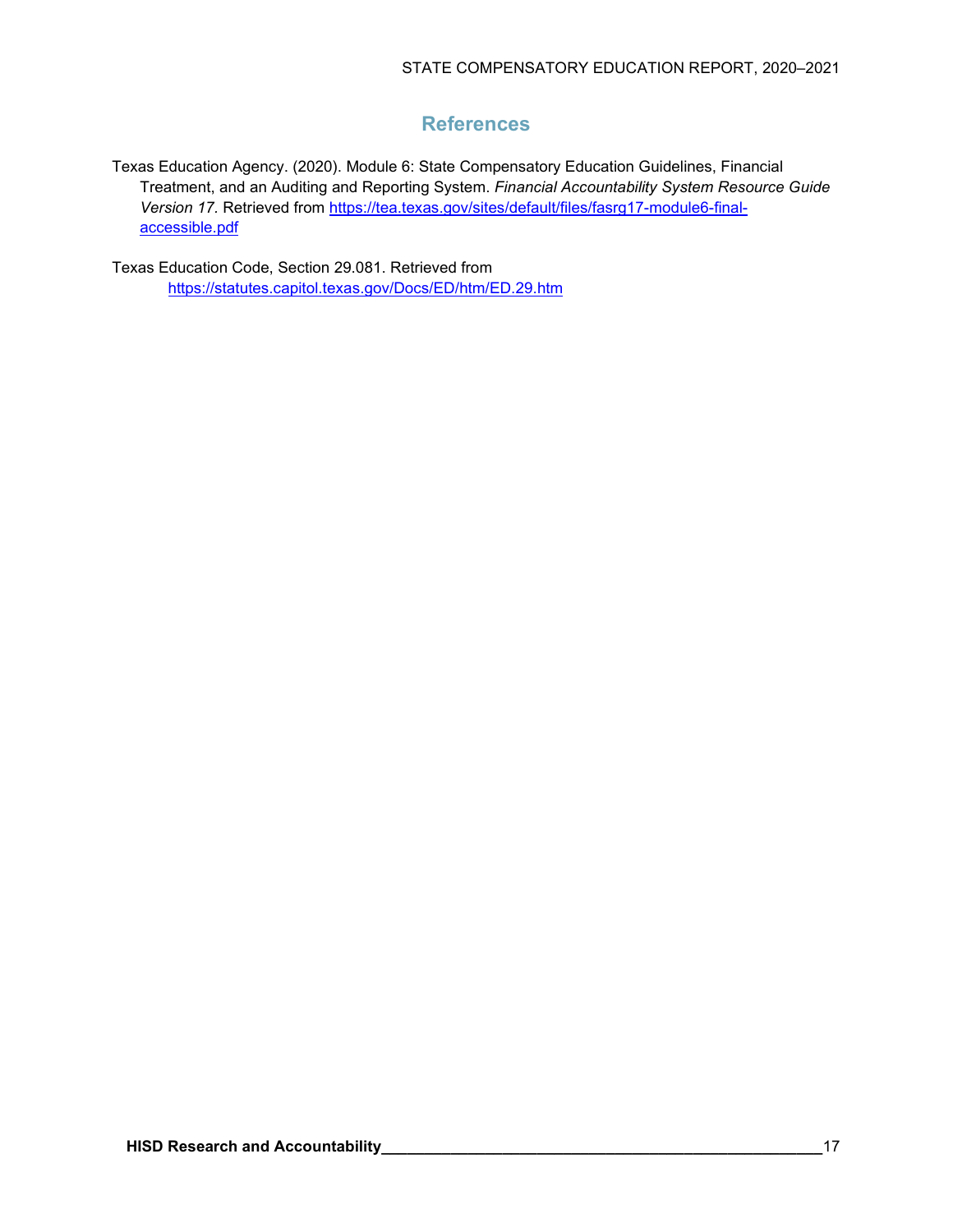# References

Texas Education Agency. (2020). Module 6: State Compensatory Education Guidelines, Financial Treatment, and an Auditing and Reporting System. *Financial Accountability System Resource Guide Version 17*. Retrieved from [https://tea.texas.gov/sites/default/files/fasrg17-module6-final-accessible.pdf](https://tea.texas.gov/sites/default/files/fasrg17-module6-final-accessible.pdf)

Texas Education Code, Section 29.081. Retrieved from [https://statutes.capitol.texas.gov/Docs/ED/htm/ED.29.htm](https://statutes.capitol.texas.gov/Docs/ED/htm/ED.29.htm)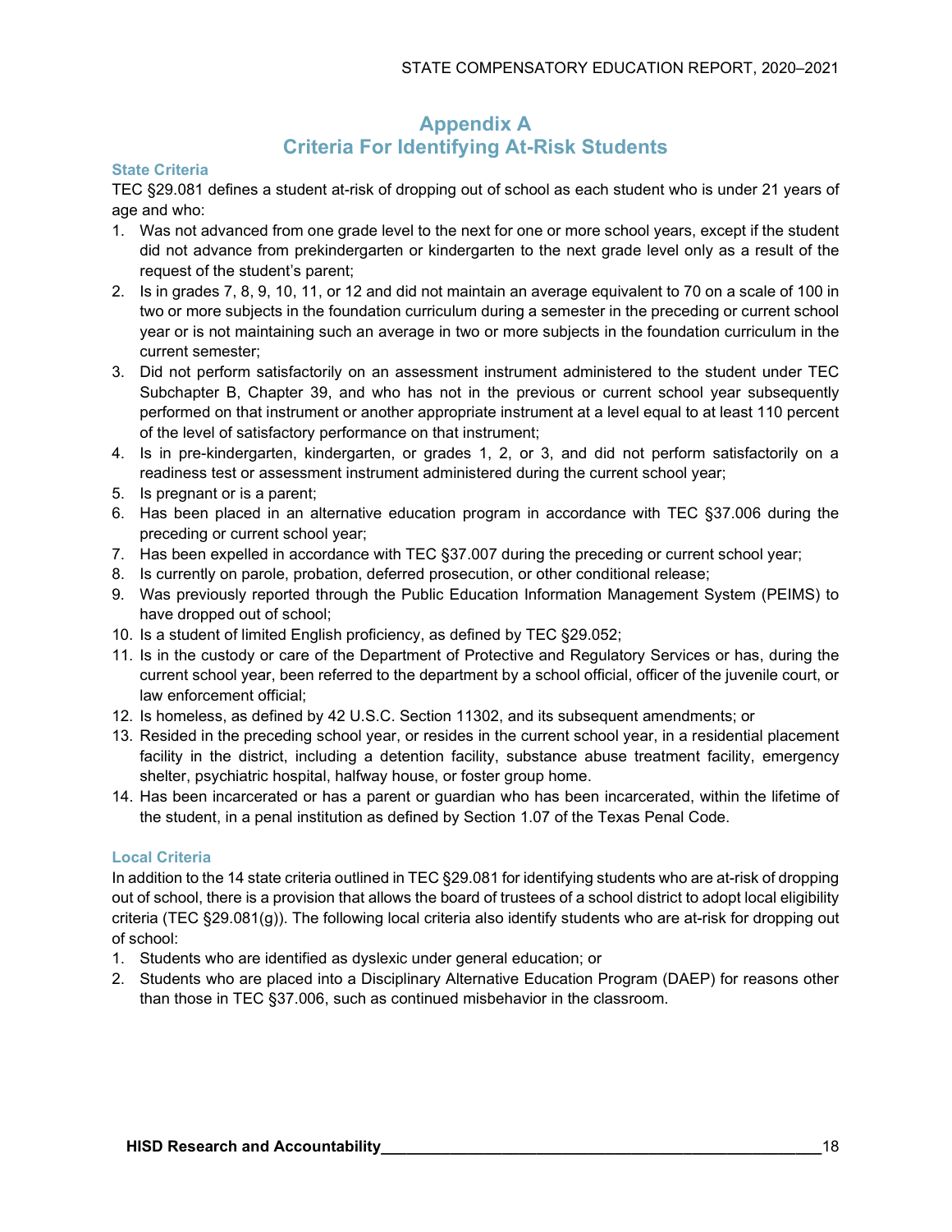# Appendix A
# Criteria For Identifying At-Risk Students

### State Criteria

TEC §29.081 defines a student at-risk of dropping out of school as each student who is under 21 years of age and who:

1. Was not advanced from one grade level to the next for one or more school years, except if the student did not advance from prekindergarten or kindergarten to the next grade level only as a result of the request of the student's parent;
2. Is in grades 7, 8, 9, 10, 11, or 12 and did not maintain an average equivalent to 70 on a scale of 100 in two or more subjects in the foundation curriculum during a semester in the preceding or current school year or is not maintaining such an average in two or more subjects in the foundation curriculum in the current semester;
3. Did not perform satisfactorily on an assessment instrument administered to the student under TEC Subchapter B, Chapter 39, and who has not in the previous or current school year subsequently performed on that instrument or another appropriate instrument at a level equal to at least 110 percent of the level of satisfactory performance on that instrument;
4. Is in pre-kindergarten, kindergarten, or grades 1, 2, or 3, and did not perform satisfactorily on a readiness test or assessment instrument administered during the current school year;
5. Is pregnant or is a parent;
6. Has been placed in an alternative education program in accordance with TEC §37.006 during the preceding or current school year;
7. Has been expelled in accordance with TEC §37.007 during the preceding or current school year;
8. Is currently on parole, probation, deferred prosecution, or other conditional release;
9. Was previously reported through the Public Education Information Management System (PEIMS) to have dropped out of school;
10. Is a student of limited English proficiency, as defined by TEC §29.052;
11. Is in the custody or care of the Department of Protective and Regulatory Services or has, during the current school year, been referred to the department by a school official, officer of the juvenile court, or law enforcement official;
12. Is homeless, as defined by 42 U.S.C. Section 11302, and its subsequent amendments; or
13. Resided in the preceding school year, or resides in the current school year, in a residential placement facility in the district, including a detention facility, substance abuse treatment facility, emergency shelter, psychiatric hospital, halfway house, or foster group home.
14. Has been incarcerated or has a parent or guardian who has been incarcerated, within the lifetime of the student, in a penal institution as defined by Section 1.07 of the Texas Penal Code.

### Local Criteria

In addition to the 14 state criteria outlined in TEC §29.081 for identifying students who are at-risk of dropping out of school, there is a provision that allows the board of trustees of a school district to adopt local eligibility criteria (TEC §29.081(g)). The following local criteria also identify students who are at-risk for dropping out of school:

1. Students who are identified as dyslexic under general education; or
2. Students who are placed into a Disciplinary Alternative Education Program (DAEP) for reasons other than those in TEC §37.006, such as continued misbehavior in the classroom.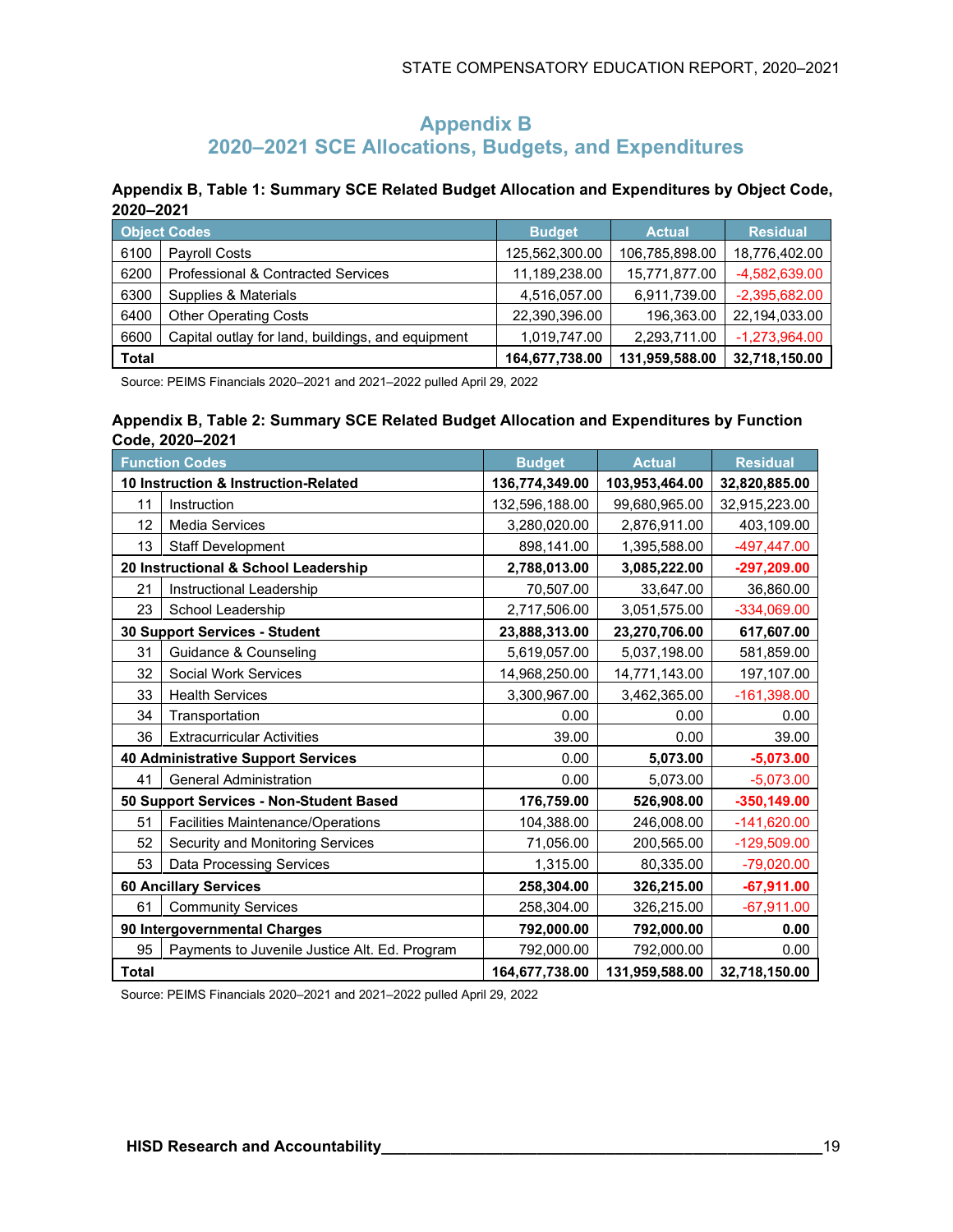# Appendix B
## 2020–2021 SCE Allocations, Budgets, and Expenditures

**Appendix B, Table 1: Summary SCE Related Budget Allocation and Expenditures by Object Code, 2020–2021**

| Object Codes | | Budget | Actual | Residual |
|---|---|---|---|---|
| 6100 | Payroll Costs | 125,562,300.00 | 106,785,898.00 | 18,776,402.00 |
| 6200 | Professional & Contracted Services | 11,189,238.00 | 15,771,877.00 | -4,582,639.00 |
| 6300 | Supplies & Materials | 4,516,057.00 | 6,911,739.00 | -2,395,682.00 |
| 6400 | Other Operating Costs | 22,390,396.00 | 196,363.00 | 22,194,033.00 |
| 6600 | Capital outlay for land, buildings, and equipment | 1,019,747.00 | 2,293,711.00 | -1,273,964.00 |
| **Total** | | **164,677,738.00** | **131,959,588.00** | **32,718,150.00** |

Source: PEIMS Financials 2020–2021 and 2021–2022 pulled April 29, 2022

**Appendix B, Table 2: Summary SCE Related Budget Allocation and Expenditures by Function Code, 2020–2021**

| Function Codes | | Budget | Actual | Residual |
|---|---|---|---|---|
| **10 Instruction & Instruction-Related** | | **136,774,349.00** | **103,953,464.00** | **32,820,885.00** |
| 11 | Instruction | 132,596,188.00 | 99,680,965.00 | 32,915,223.00 |
| 12 | Media Services | 3,280,020.00 | 2,876,911.00 | 403,109.00 |
| 13 | Staff Development | 898,141.00 | 1,395,588.00 | -497,447.00 |
| **20 Instructional & School Leadership** | | **2,788,013.00** | **3,085,222.00** | **-297,209.00** |
| 21 | Instructional Leadership | 70,507.00 | 33,647.00 | 36,860.00 |
| 23 | School Leadership | 2,717,506.00 | 3,051,575.00 | -334,069.00 |
| **30 Support Services - Student** | | **23,888,313.00** | **23,270,706.00** | **617,607.00** |
| 31 | Guidance & Counseling | 5,619,057.00 | 5,037,198.00 | 581,859.00 |
| 32 | Social Work Services | 14,968,250.00 | 14,771,143.00 | 197,107.00 |
| 33 | Health Services | 3,300,967.00 | 3,462,365.00 | -161,398.00 |
| 34 | Transportation | 0.00 | 0.00 | 0.00 |
| 36 | Extracurricular Activities | 39.00 | 0.00 | 39.00 |
| **40 Administrative Support Services** | | **0.00** | **5,073.00** | **-5,073.00** |
| 41 | General Administration | 0.00 | 5,073.00 | -5,073.00 |
| **50 Support Services - Non-Student Based** | | **176,759.00** | **526,908.00** | **-350,149.00** |
| 51 | Facilities Maintenance/Operations | 104,388.00 | 246,008.00 | -141,620.00 |
| 52 | Security and Monitoring Services | 71,056.00 | 200,565.00 | -129,509.00 |
| 53 | Data Processing Services | 1,315.00 | 80,335.00 | -79,020.00 |
| **60 Ancillary Services** | | **258,304.00** | **326,215.00** | **-67,911.00** |
| 61 | Community Services | 258,304.00 | 326,215.00 | -67,911.00 |
| **90 Intergovernmental Charges** | | **792,000.00** | **792,000.00** | **0.00** |
| 95 | Payments to Juvenile Justice Alt. Ed. Program | 792,000.00 | 792,000.00 | 0.00 |
| **Total** | | **164,677,738.00** | **131,959,588.00** | **32,718,150.00** |

Source: PEIMS Financials 2020–2021 and 2021–2022 pulled April 29, 2022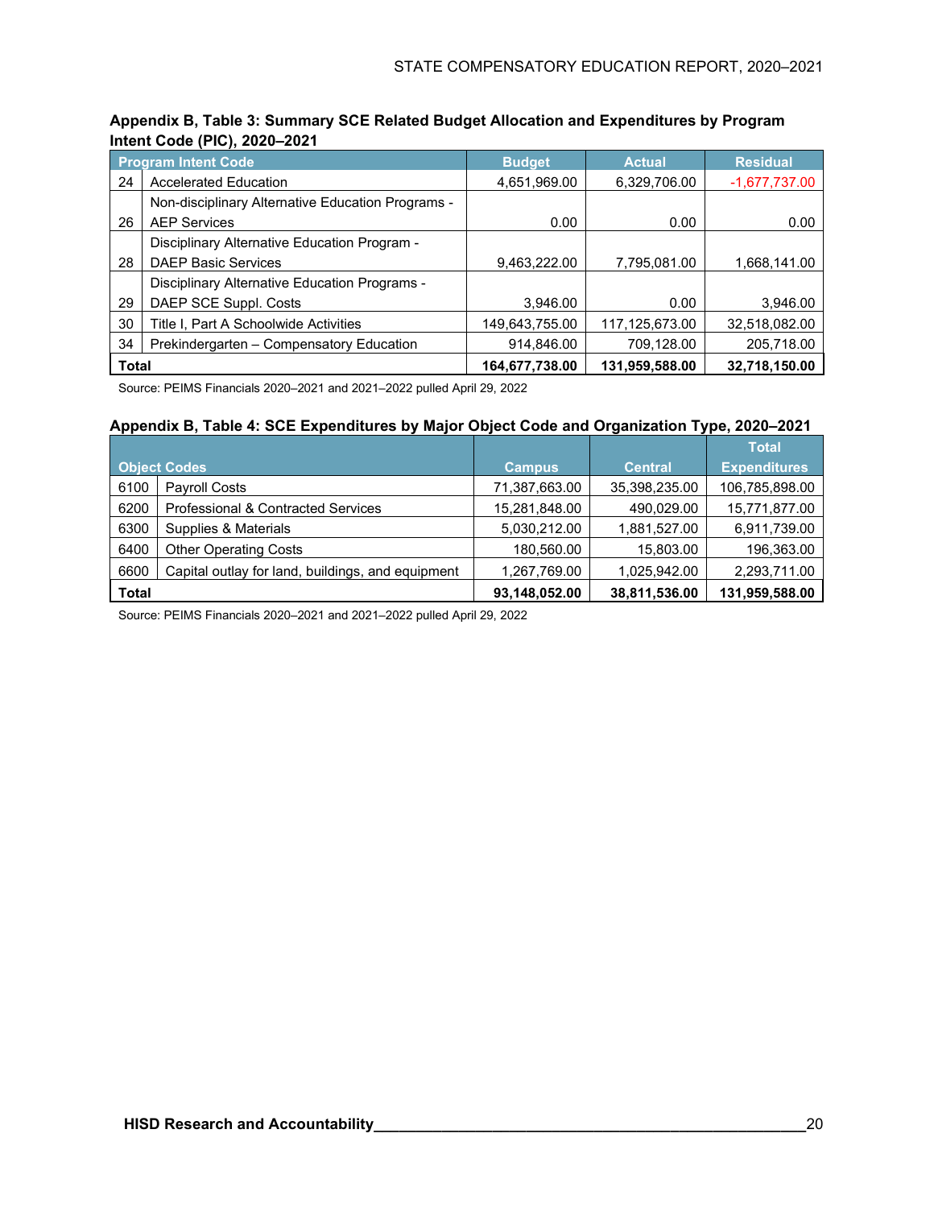**Appendix B, Table 3: Summary SCE Related Budget Allocation and Expenditures by Program Intent Code (PIC), 2020–2021**

| Program Intent Code | | Budget | Actual | Residual |
|---|---|---|---|---|
| 24 | Accelerated Education | 4,651,969.00 | 6,329,706.00 | -1,677,737.00 |
| 26 | Non-disciplinary Alternative Education Programs - AEP Services | 0.00 | 0.00 | 0.00 |
| 28 | Disciplinary Alternative Education Program - DAEP Basic Services | 9,463,222.00 | 7,795,081.00 | 1,668,141.00 |
| 29 | Disciplinary Alternative Education Programs - DAEP SCE Suppl. Costs | 3,946.00 | 0.00 | 3,946.00 |
| 30 | Title I, Part A Schoolwide Activities | 149,643,755.00 | 117,125,673.00 | 32,518,082.00 |
| 34 | Prekindergarten – Compensatory Education | 914,846.00 | 709,128.00 | 205,718.00 |
| **Total** | | **164,677,738.00** | **131,959,588.00** | **32,718,150.00** |

Source: PEIMS Financials 2020–2021 and 2021–2022 pulled April 29, 2022

**Appendix B, Table 4: SCE Expenditures by Major Object Code and Organization Type, 2020–2021**

| Object Codes | | Campus | Central | Total Expenditures |
|---|---|---|---|---|
| 6100 | Payroll Costs | 71,387,663.00 | 35,398,235.00 | 106,785,898.00 |
| 6200 | Professional & Contracted Services | 15,281,848.00 | 490,029.00 | 15,771,877.00 |
| 6300 | Supplies & Materials | 5,030,212.00 | 1,881,527.00 | 6,911,739.00 |
| 6400 | Other Operating Costs | 180,560.00 | 15,803.00 | 196,363.00 |
| 6600 | Capital outlay for land, buildings, and equipment | 1,267,769.00 | 1,025,942.00 | 2,293,711.00 |
| **Total** | | **93,148,052.00** | **38,811,536.00** | **131,959,588.00** |

Source: PEIMS Financials 2020–2021 and 2021–2022 pulled April 29, 2022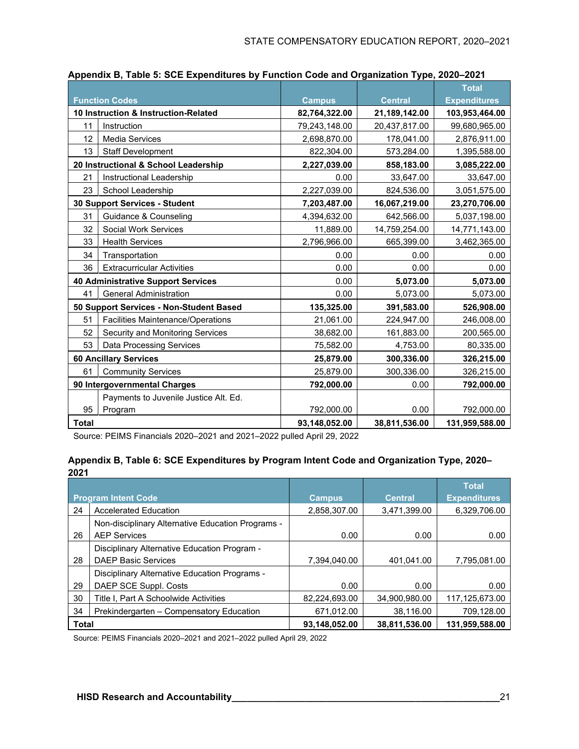**Appendix B, Table 5: SCE Expenditures by Function Code and Organization Type, 2020–2021**

| Function Codes | | Campus | Central | Total Expenditures |
|---|---|---|---|---|
| **10 Instruction & Instruction-Related** | | **82,764,322.00** | **21,189,142.00** | **103,953,464.00** |
| 11 | Instruction | 79,243,148.00 | 20,437,817.00 | 99,680,965.00 |
| 12 | Media Services | 2,698,870.00 | 178,041.00 | 2,876,911.00 |
| 13 | Staff Development | 822,304.00 | 573,284.00 | 1,395,588.00 |
| **20 Instructional & School Leadership** | | **2,227,039.00** | **858,183.00** | **3,085,222.00** |
| 21 | Instructional Leadership | 0.00 | 33,647.00 | 33,647.00 |
| 23 | School Leadership | 2,227,039.00 | 824,536.00 | 3,051,575.00 |
| **30 Support Services - Student** | | **7,203,487.00** | **16,067,219.00** | **23,270,706.00** |
| 31 | Guidance & Counseling | 4,394,632.00 | 642,566.00 | 5,037,198.00 |
| 32 | Social Work Services | 11,889.00 | 14,759,254.00 | 14,771,143.00 |
| 33 | Health Services | 2,796,966.00 | 665,399.00 | 3,462,365.00 |
| 34 | Transportation | 0.00 | 0.00 | 0.00 |
| 36 | Extracurricular Activities | 0.00 | 0.00 | 0.00 |
| **40 Administrative Support Services** | | 0.00 | **5,073.00** | **5,073.00** |
| 41 | General Administration | 0.00 | 5,073.00 | 5,073.00 |
| **50 Support Services - Non-Student Based** | | **135,325.00** | **391,583.00** | **526,908.00** |
| 51 | Facilities Maintenance/Operations | 21,061.00 | 224,947.00 | 246,008.00 |
| 52 | Security and Monitoring Services | 38,682.00 | 161,883.00 | 200,565.00 |
| 53 | Data Processing Services | 75,582.00 | 4,753.00 | 80,335.00 |
| **60 Ancillary Services** | | **25,879.00** | **300,336.00** | **326,215.00** |
| 61 | Community Services | 25,879.00 | 300,336.00 | 326,215.00 |
| **90 Intergovernmental Charges** | | **792,000.00** | 0.00 | **792,000.00** |
| 95 | Payments to Juvenile Justice Alt. Ed. Program | 792,000.00 | 0.00 | 792,000.00 |
| **Total** | | **93,148,052.00** | **38,811,536.00** | **131,959,588.00** |

Source: PEIMS Financials 2020–2021 and 2021–2022 pulled April 29, 2022

**Appendix B, Table 6: SCE Expenditures by Program Intent Code and Organization Type, 2020–2021**

| Program Intent Code | | Campus | Central | Total Expenditures |
|---|---|---|---|---|
| 24 | Accelerated Education | 2,858,307.00 | 3,471,399.00 | 6,329,706.00 |
| 26 | Non-disciplinary Alternative Education Programs - AEP Services | 0.00 | 0.00 | 0.00 |
| 28 | Disciplinary Alternative Education Program - DAEP Basic Services | 7,394,040.00 | 401,041.00 | 7,795,081.00 |
| 29 | Disciplinary Alternative Education Programs - DAEP SCE Suppl. Costs | 0.00 | 0.00 | 0.00 |
| 30 | Title I, Part A Schoolwide Activities | 82,224,693.00 | 34,900,980.00 | 117,125,673.00 |
| 34 | Prekindergarten – Compensatory Education | 671,012.00 | 38,116.00 | 709,128.00 |
| **Total** | | **93,148,052.00** | **38,811,536.00** | **131,959,588.00** |

Source: PEIMS Financials 2020–2021 and 2021–2022 pulled April 29, 2022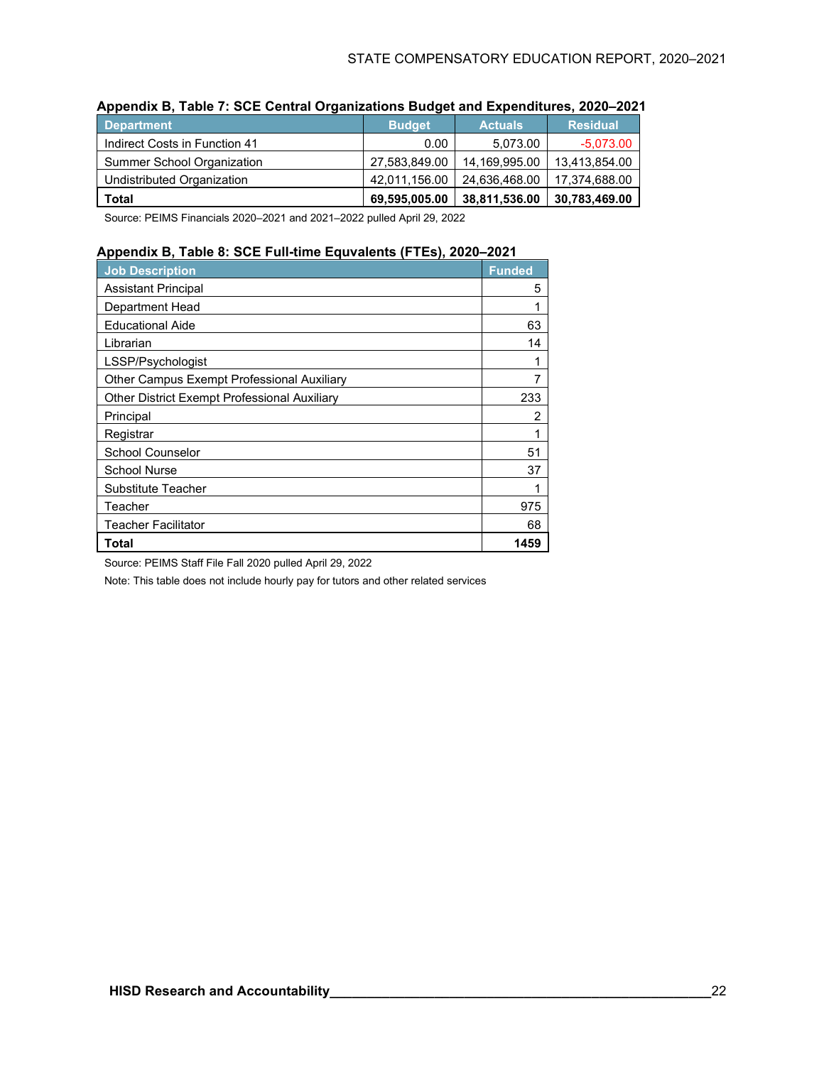**Appendix B, Table 7: SCE Central Organizations Budget and Expenditures, 2020–2021**

| Department | Budget | Actuals | Residual |
|---|---|---|---|
| Indirect Costs in Function 41 | 0.00 | 5,073.00 | -5,073.00 |
| Summer School Organization | 27,583,849.00 | 14,169,995.00 | 13,413,854.00 |
| Undistributed Organization | 42,011,156.00 | 24,636,468.00 | 17,374,688.00 |
| **Total** | **69,595,005.00** | **38,811,536.00** | **30,783,469.00** |

Source: PEIMS Financials 2020–2021 and 2021–2022 pulled April 29, 2022

**Appendix B, Table 8: SCE Full-time Equvalents (FTEs), 2020–2021**

| Job Description | Funded |
|---|---|
| Assistant Principal | 5 |
| Department Head | 1 |
| Educational Aide | 63 |
| Librarian | 14 |
| LSSP/Psychologist | 1 |
| Other Campus Exempt Professional Auxiliary | 7 |
| Other District Exempt Professional Auxiliary | 233 |
| Principal | 2 |
| Registrar | 1 |
| School Counselor | 51 |
| School Nurse | 37 |
| Substitute Teacher | 1 |
| Teacher | 975 |
| Teacher Facilitator | 68 |
| **Total** | **1459** |

Source: PEIMS Staff File Fall 2020 pulled April 29, 2022

Note: This table does not include hourly pay for tutors and other related services